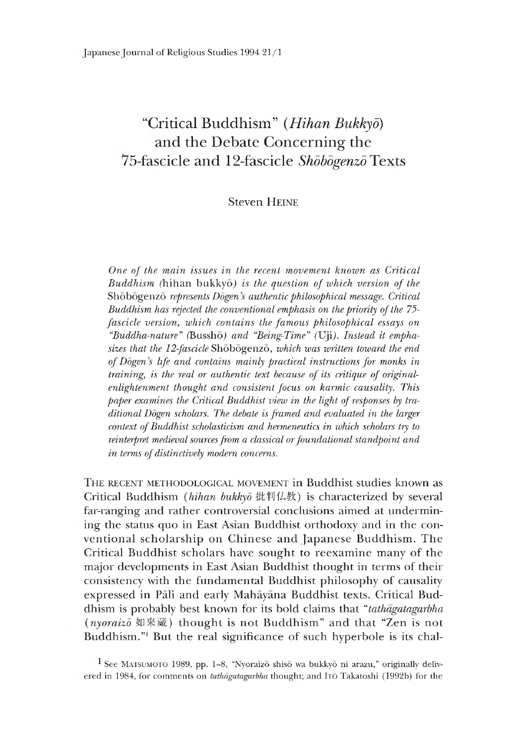# "Critical Buddhism" (*Hihan Bukkyō*) and the Debate Concerning the 75-fascicle and 12-fascicle *Shōbōgenzō* Texts

Steven HEINE

*One of the main issues in the recent movement known as Critical Buddhism (*hihan bukkyō*) is the question of which version of the* Shōbōgenzō *represents Dōgen's authentic philosophical message. Critical Buddhism has rejected the conventional emphasis on the priority of the 75-fascicle version, which contains the famous philosophical essays on "Buddha-nature" (*Busshō*) and "Being-Time" (*Uji*). Instead it emphasizes that the 12-fascicle* Shōbōgenzō*, which was written toward the end of Dōgen's life and contains mainly practical instructions for monks in training, is the real or authentic text because of its critique of original-enlightenment thought and consistent focus on karmic causality. This paper examines the Critical Buddhist view in the light of responses by traditional Dōgen scholars. The debate is framed and evaluated in the larger context of Buddhist scholasticism and hermeneutics in which scholars try to reinterpret medieval sources from a classical or foundational standpoint and in terms of distinctively modern concerns.*

THE RECENT METHODOLOGICAL MOVEMENT in Buddhist studies known as Critical Buddhism (*hihan bukkyō* 批判仏教) is characterized by several far-ranging and rather controversial conclusions aimed at undermining the status quo in East Asian Buddhist orthodoxy and in the conventional scholarship on Chinese and Japanese Buddhism. The Critical Buddhist scholars have sought to reexamine many of the major developments in East Asian Buddhist thought in terms of their consistency with the fundamental Buddhist philosophy of causality expressed in Pāli and early Mahāyāna Buddhist texts. Critical Buddhism is probably best known for its bold claims that "*tathāgatagarbha* (*nyoraizō* 如来蔵) thought is not Buddhism" and that "Zen is not Buddhism."[1] But the real significance of such hyperbole is its chal-

[1] See MATSUMOTO 1989, pp. 1–8, "Nyoraizō shisō wa bukkyō ni arazu," originally delivered in 1984, for comments on *tathāgatagarbha* thought; and ITŌ Takatoshi (1992b) for the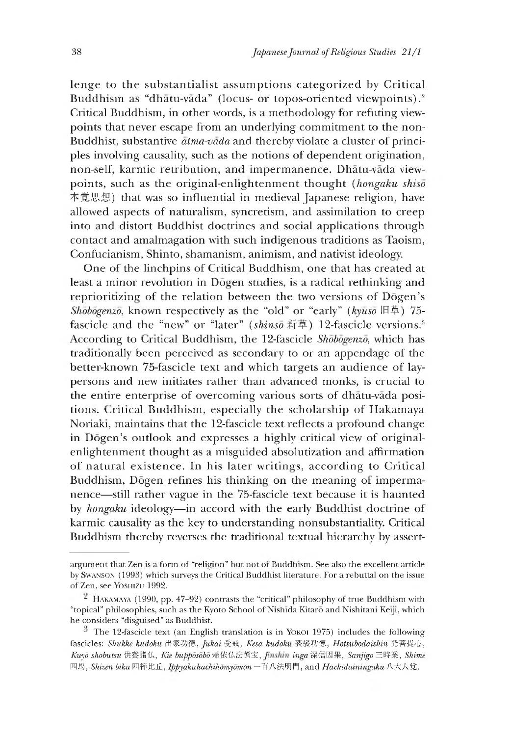lenge to the substantialist assumptions categorized by Critical Buddhism as "dhātu-vāda" (locus- or topos-oriented viewpoints).[2] Critical Buddhism, in other words, is a methodology for refuting viewpoints that never escape from an underlying commitment to the non-Buddhist, substantive *ātma-vāda* and thereby violate a cluster of principles involving causality, such as the notions of dependent origination, non-self, karmic retribution, and impermanence. Dhātu-vāda viewpoints, such as the original-enlightenment thought (*hongaku shisō* 本覚思想) that was so influential in medieval Japanese religion, have allowed aspects of naturalism, syncretism, and assimilation to creep into and distort Buddhist doctrines and social applications through contact and amalmagation with such indigenous traditions as Taoism, Confucianism, Shinto, shamanism, animism, and nativist ideology.

One of the linchpins of Critical Buddhism, one that has created at least a minor revolution in Dōgen studies, is a radical rethinking and reprioritizing of the relation between the two versions of Dōgen's *Shōbōgenzō*, known respectively as the "old" or "early" (*kyūsō* 旧草) 75-fascicle and the "new" or "later" (*shinsō* 新草) 12-fascicle versions.[3] According to Critical Buddhism, the 12-fascicle *Shōbōgenzō*, which has traditionally been perceived as secondary to or an appendage of the better-known 75-fascicle text and which targets an audience of laypersons and new initiates rather than advanced monks, is crucial to the entire enterprise of overcoming various sorts of dhātu-vāda positions. Critical Buddhism, especially the scholarship of Hakamaya Noriaki, maintains that the 12-fascicle text reflects a profound change in Dōgen's outlook and expresses a highly critical view of original-enlightenment thought as a misguided absolutization and affirmation of natural existence. In his later writings, according to Critical Buddhism, Dōgen refines his thinking on the meaning of impermanence—still rather vague in the 75-fascicle text because it is haunted by *hongaku* ideology—in accord with the early Buddhist doctrine of karmic causality as the key to understanding nonsubstantiality. Critical Buddhism thereby reverses the traditional textual hierarchy by assert-

---

argument that Zen is a form of "religion" but not of Buddhism. See also the excellent article by SWANSON (1993) which surveys the Critical Buddhist literature. For a rebuttal on the issue of Zen, see YOSHIZU 1992.

[2] HAKAMAYA (1990, pp. 47–92) contrasts the "critical" philosophy of true Buddhism with "topical" philosophies, such as the Kyoto School of Nishida Kitarō and Nishitani Keiji, which he considers "disguised" as Buddhist.

[3] The 12-fascicle text (an English translation is in YOKOI 1975) includes the following fascicles: *Shukke kudoku* 出家功徳, *Jukai* 受戒, *Kesa kudoku* 袈裟功徳, *Hotsubodaishin* 発菩提心, *Kuyō shobutsu* 供養諸仏, *Kie buppōsōbō* 帰依仏法僧宝, *Jinshin inga* 深信因果, *Sanjigo* 三時業, *Shime* 四馬, *Shizen biku* 四禅比丘, *Ippyakuhachihōmyōmon* 一百八法明門, and *Hachidainingaku* 八大人覚.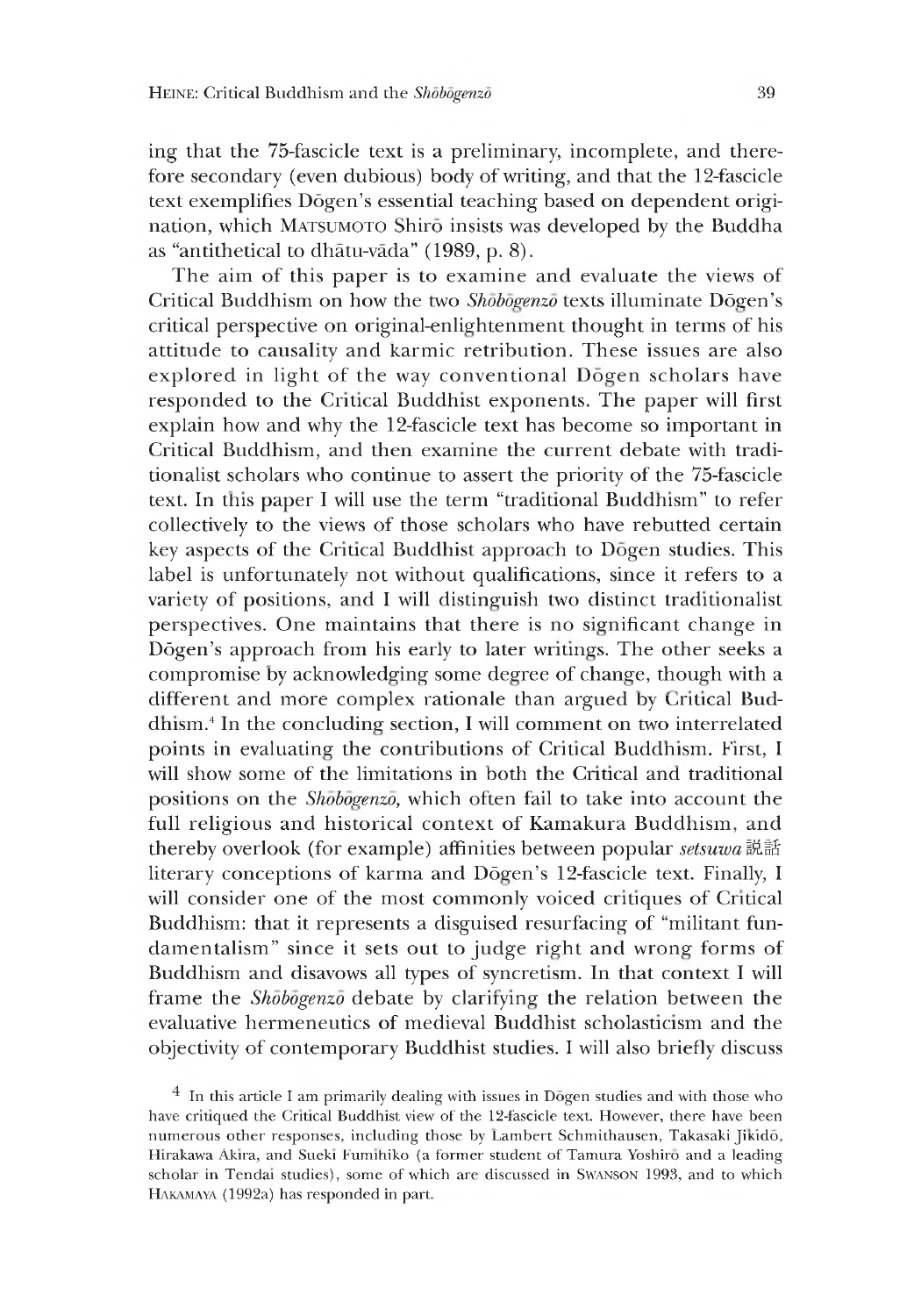ing that the 75-fascicle text is a preliminary, incomplete, and therefore secondary (even dubious) body of writing, and that the 12-fascicle text exemplifies Dōgen's essential teaching based on dependent origination, which MATSUMOTO Shirō insists was developed by the Buddha as "antithetical to dhātu-vāda" (1989, p. 8).

The aim of this paper is to examine and evaluate the views of Critical Buddhism on how the two *Shōbōgenzō* texts illuminate Dōgen's critical perspective on original-enlightenment thought in terms of his attitude to causality and karmic retribution. These issues are also explored in light of the way conventional Dōgen scholars have responded to the Critical Buddhist exponents. The paper will first explain how and why the 12-fascicle text has become so important in Critical Buddhism, and then examine the current debate with traditionalist scholars who continue to assert the priority of the 75-fascicle text. In this paper I will use the term "traditional Buddhism" to refer collectively to the views of those scholars who have rebutted certain key aspects of the Critical Buddhist approach to Dōgen studies. This label is unfortunately not without qualifications, since it refers to a variety of positions, and I will distinguish two distinct traditionalist perspectives. One maintains that there is no significant change in Dōgen's approach from his early to later writings. The other seeks a compromise by acknowledging some degree of change, though with a different and more complex rationale than argued by Critical Buddhism.[4] In the concluding section, I will comment on two interrelated points in evaluating the contributions of Critical Buddhism. First, I will show some of the limitations in both the Critical and traditional positions on the *Shōbōgenzō*, which often fail to take into account the full religious and historical context of Kamakura Buddhism, and thereby overlook (for example) affinities between popular *setsuwa* 説話 literary conceptions of karma and Dōgen's 12-fascicle text. Finally, I will consider one of the most commonly voiced critiques of Critical Buddhism: that it represents a disguised resurfacing of "militant fundamentalism" since it sets out to judge right and wrong forms of Buddhism and disavows all types of syncretism. In that context I will frame the *Shōbōgenzō* debate by clarifying the relation between the evaluative hermeneutics of medieval Buddhist scholasticism and the objectivity of contemporary Buddhist studies. I will also briefly discuss

[4] In this article I am primarily dealing with issues in Dōgen studies and with those who have critiqued the Critical Buddhist view of the 12-fascicle text. However, there have been numerous other responses, including those by Lambert Schmithausen, Takasaki Jikidō, Hirakawa Akira, and Sueki Fumihiko (a former student of Tamura Yoshirō and a leading scholar in Tendai studies), some of which are discussed in SWANSON 1993, and to which HAKAMAYA (1992a) has responded in part.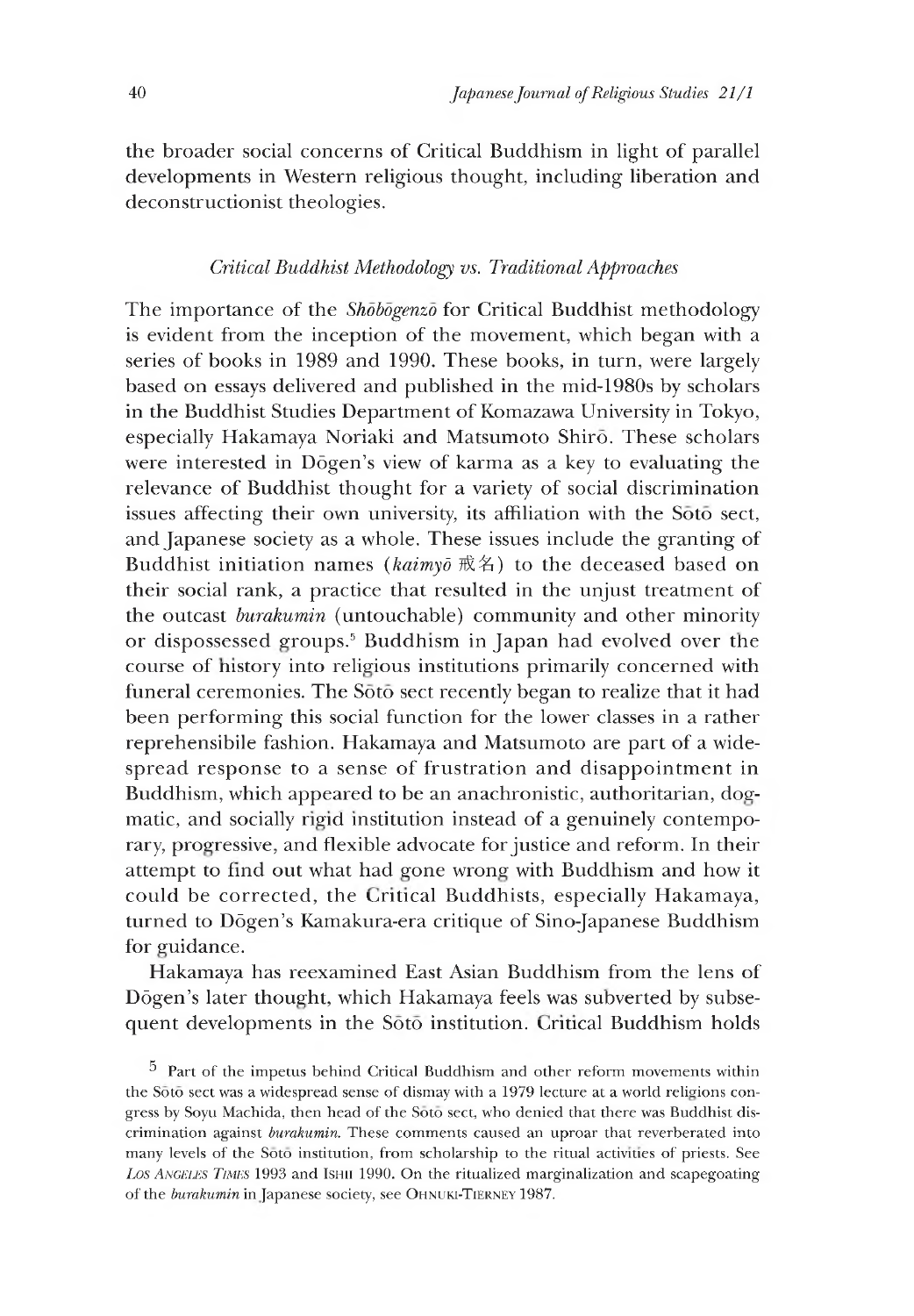the broader social concerns of Critical Buddhism in light of parallel developments in Western religious thought, including liberation and deconstructionist theologies.

### *Critical Buddhist Methodology vs. Traditional Approaches*

The importance of the *Shōbōgenzō* for Critical Buddhist methodology is evident from the inception of the movement, which began with a series of books in 1989 and 1990. These books, in turn, were largely based on essays delivered and published in the mid-1980s by scholars in the Buddhist Studies Department of Komazawa University in Tokyo, especially Hakamaya Noriaki and Matsumoto Shirō. These scholars were interested in Dōgen's view of karma as a key to evaluating the relevance of Buddhist thought for a variety of social discrimination issues affecting their own university, its affiliation with the Sōtō sect, and Japanese society as a whole. These issues include the granting of Buddhist initiation names (*kaimyō* 戒名) to the deceased based on their social rank, a practice that resulted in the unjust treatment of the outcast *burakumin* (untouchable) community and other minority or dispossessed groups.[5] Buddhism in Japan had evolved over the course of history into religious institutions primarily concerned with funeral ceremonies. The Sōtō sect recently began to realize that it had been performing this social function for the lower classes in a rather reprehensibile fashion. Hakamaya and Matsumoto are part of a widespread response to a sense of frustration and disappointment in Buddhism, which appeared to be an anachronistic, authoritarian, dogmatic, and socially rigid institution instead of a genuinely contemporary, progressive, and flexible advocate for justice and reform. In their attempt to find out what had gone wrong with Buddhism and how it could be corrected, the Critical Buddhists, especially Hakamaya, turned to Dōgen's Kamakura-era critique of Sino-Japanese Buddhism for guidance.

Hakamaya has reexamined East Asian Buddhism from the lens of Dōgen's later thought, which Hakamaya feels was subverted by subsequent developments in the Sōtō institution. Critical Buddhism holds

[5] Part of the impetus behind Critical Buddhism and other reform movements within the Sōtō sect was a widespread sense of dismay with a 1979 lecture at a world religions congress by Soyu Machida, then head of the Sōtō sect, who denied that there was Buddhist discrimination against *burakumin*. These comments caused an uproar that reverberated into many levels of the Sōtō institution, from scholarship to the ritual activities of priests. See *Los Angeles Times* 1993 and Ishii 1990. On the ritualized marginalization and scapegoating of the *burakumin* in Japanese society, see Ohnuki-Tierney 1987.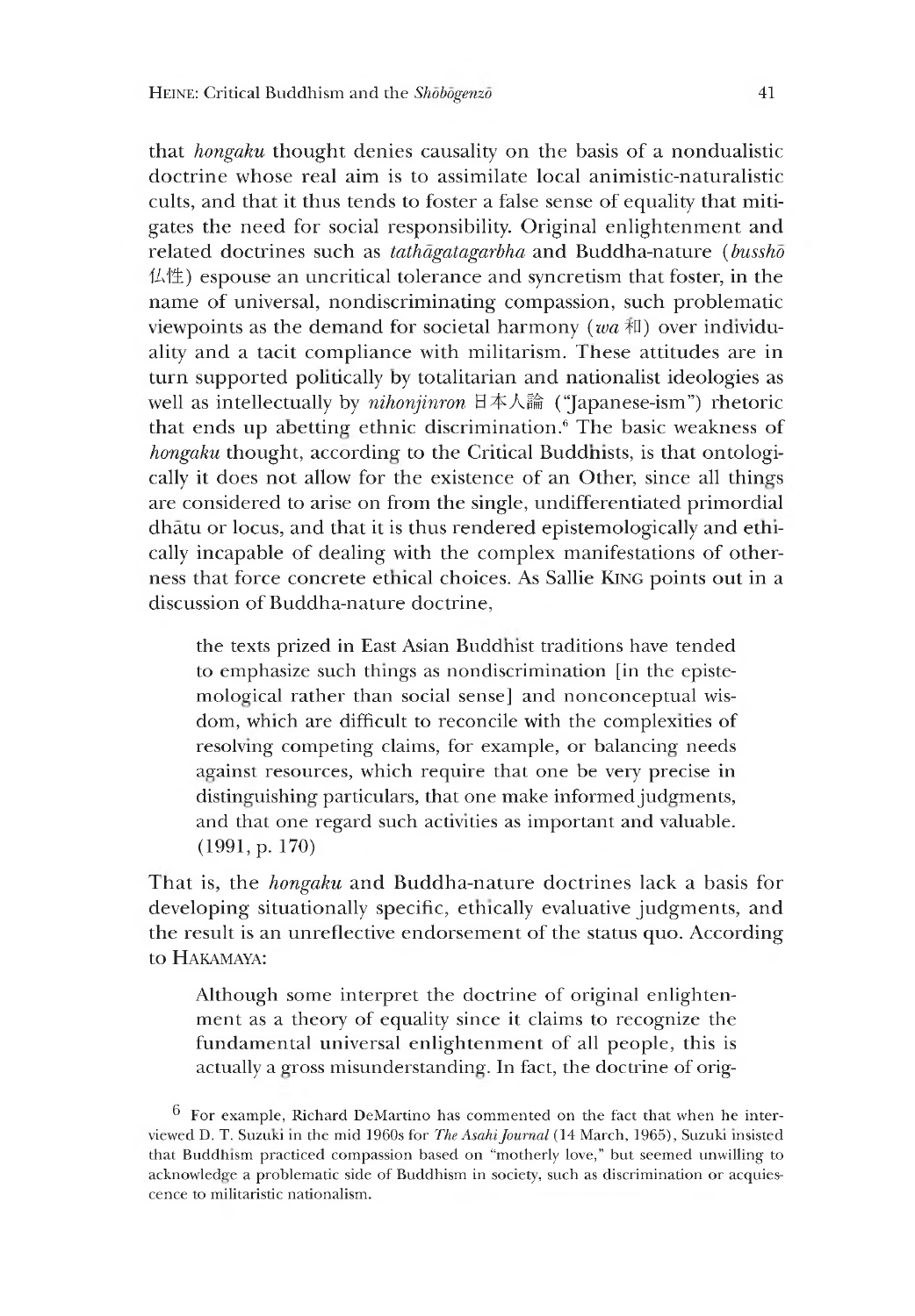that *hongaku* thought denies causality on the basis of a nondualistic doctrine whose real aim is to assimilate local animistic-naturalistic cults, and that it thus tends to foster a false sense of equality that mitigates the need for social responsibility. Original enlightenment and related doctrines such as *tathāgatagarbha* and Buddha-nature (*busshō* 仏性) espouse an uncritical tolerance and syncretism that foster, in the name of universal, nondiscriminating compassion, such problematic viewpoints as the demand for societal harmony (*wa* 和) over individuality and a tacit compliance with militarism. These attitudes are in turn supported politically by totalitarian and nationalist ideologies as well as intellectually by *nihonjinron* 日本人論 ("Japanese-ism") rhetoric that ends up abetting ethnic discrimination.[6] The basic weakness of *hongaku* thought, according to the Critical Buddhists, is that ontologically it does not allow for the existence of an Other, since all things are considered to arise on from the single, undifferentiated primordial dhātu or locus, and that it is thus rendered epistemologically and ethically incapable of dealing with the complex manifestations of otherness that force concrete ethical choices. As Sallie KING points out in a discussion of Buddha-nature doctrine,

> the texts prized in East Asian Buddhist traditions have tended to emphasize such things as nondiscrimination [in the epistemological rather than social sense] and nonconceptual wisdom, which are difficult to reconcile with the complexities of resolving competing claims, for example, or balancing needs against resources, which require that one be very precise in distinguishing particulars, that one make informed judgments, and that one regard such activities as important and valuable. (1991, p. 170)

That is, the *hongaku* and Buddha-nature doctrines lack a basis for developing situationally specific, ethically evaluative judgments, and the result is an unreflective endorsement of the status quo. According to HAKAMAYA:

> Although some interpret the doctrine of original enlightenment as a theory of equality since it claims to recognize the fundamental universal enlightenment of all people, this is actually a gross misunderstanding. In fact, the doctrine of orig-

[6] For example, Richard DeMartino has commented on the fact that when he interviewed D. T. Suzuki in the mid 1960s for *The Asahi Journal* (14 March, 1965), Suzuki insisted that Buddhism practiced compassion based on "motherly love," but seemed unwilling to acknowledge a problematic side of Buddhism in society, such as discrimination or acquiescence to militaristic nationalism.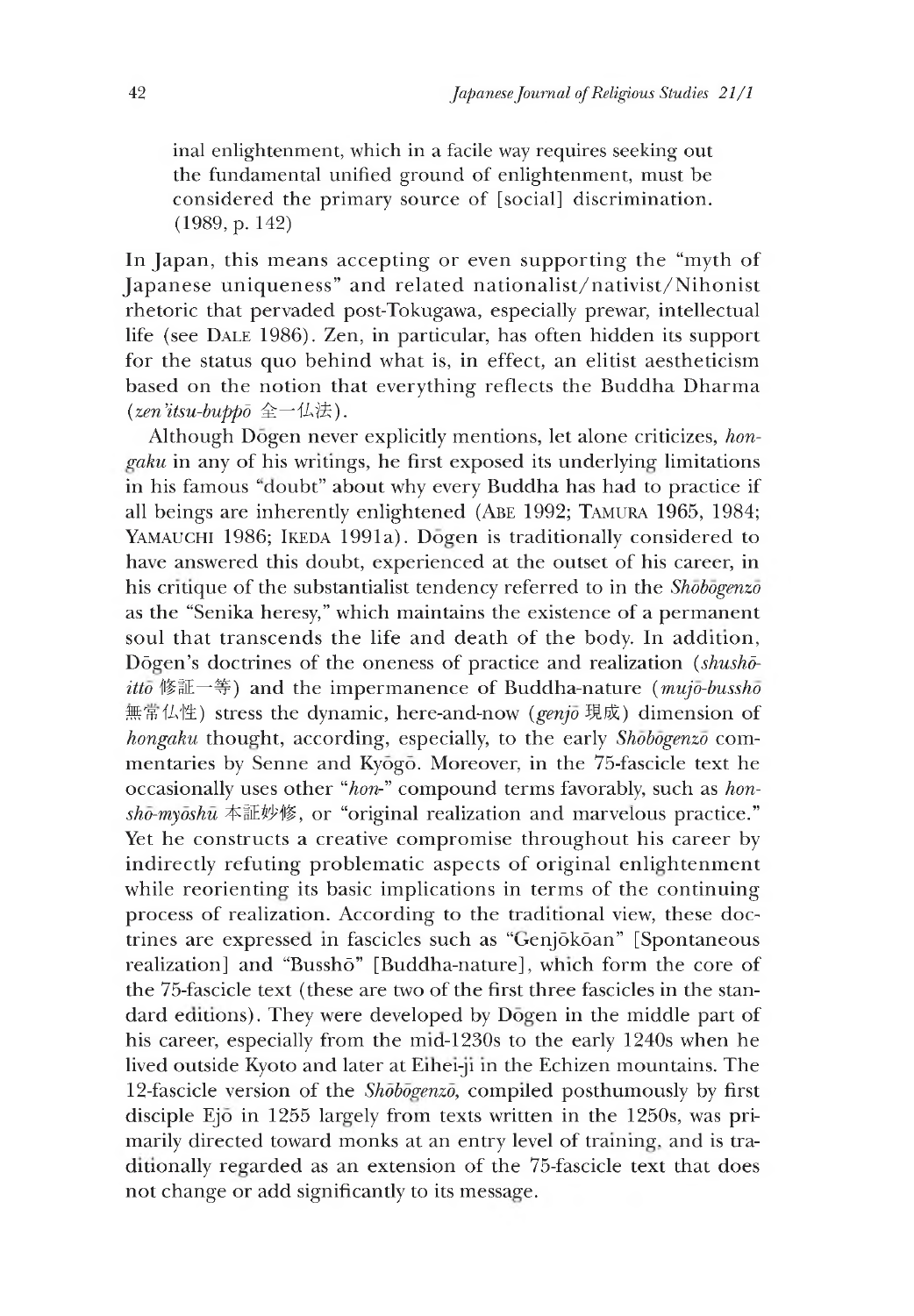inal enlightenment, which in a facile way requires seeking out the fundamental unified ground of enlightenment, must be considered the primary source of [social] discrimination. (1989, p. 142)

In Japan, this means accepting or even supporting the "myth of Japanese uniqueness" and related nationalist/nativist/Nihonist rhetoric that pervaded post-Tokugawa, especially prewar, intellectual life (see DALE 1986). Zen, in particular, has often hidden its support for the status quo behind what is, in effect, an elitist aestheticism based on the notion that everything reflects the Buddha Dharma (*zen'itsu-buppō* 全一仏法).

Although Dōgen never explicitly mentions, let alone criticizes, *hongaku* in any of his writings, he first exposed its underlying limitations in his famous "doubt" about why every Buddha has had to practice if all beings are inherently enlightened (ABE 1992; TAMURA 1965, 1984; YAMAUCHI 1986; IKEDA 1991a). Dōgen is traditionally considered to have answered this doubt, experienced at the outset of his career, in his critique of the substantialist tendency referred to in the *Shōbōgenzō* as the "Senika heresy," which maintains the existence of a permanent soul that transcends the life and death of the body. In addition, Dōgen's doctrines of the oneness of practice and realization (*shushō-ittō* 修証一等) and the impermanence of Buddha-nature (*mujō-busshō* 無常仏性) stress the dynamic, here-and-now (*genjō* 現成) dimension of *hongaku* thought, according, especially, to the early *Shōbōgenzō* commentaries by Senne and Kyōgō. Moreover, in the 75-fascicle text he occasionally uses other "*hon*-" compound terms favorably, such as *honshō-myōshū* 本証妙修, or "original realization and marvelous practice." Yet he constructs a creative compromise throughout his career by indirectly refuting problematic aspects of original enlightenment while reorienting its basic implications in terms of the continuing process of realization. According to the traditional view, these doctrines are expressed in fascicles such as "Genjōkōan" [Spontaneous realization] and "Busshō" [Buddha-nature], which form the core of the 75-fascicle text (these are two of the first three fascicles in the standard editions). They were developed by Dōgen in the middle part of his career, especially from the mid-1230s to the early 1240s when he lived outside Kyoto and later at Eihei-ji in the Echizen mountains. The 12-fascicle version of the *Shōbōgenzō*, compiled posthumously by first disciple Ejō in 1255 largely from texts written in the 1250s, was primarily directed toward monks at an entry level of training, and is traditionally regarded as an extension of the 75-fascicle text that does not change or add significantly to its message.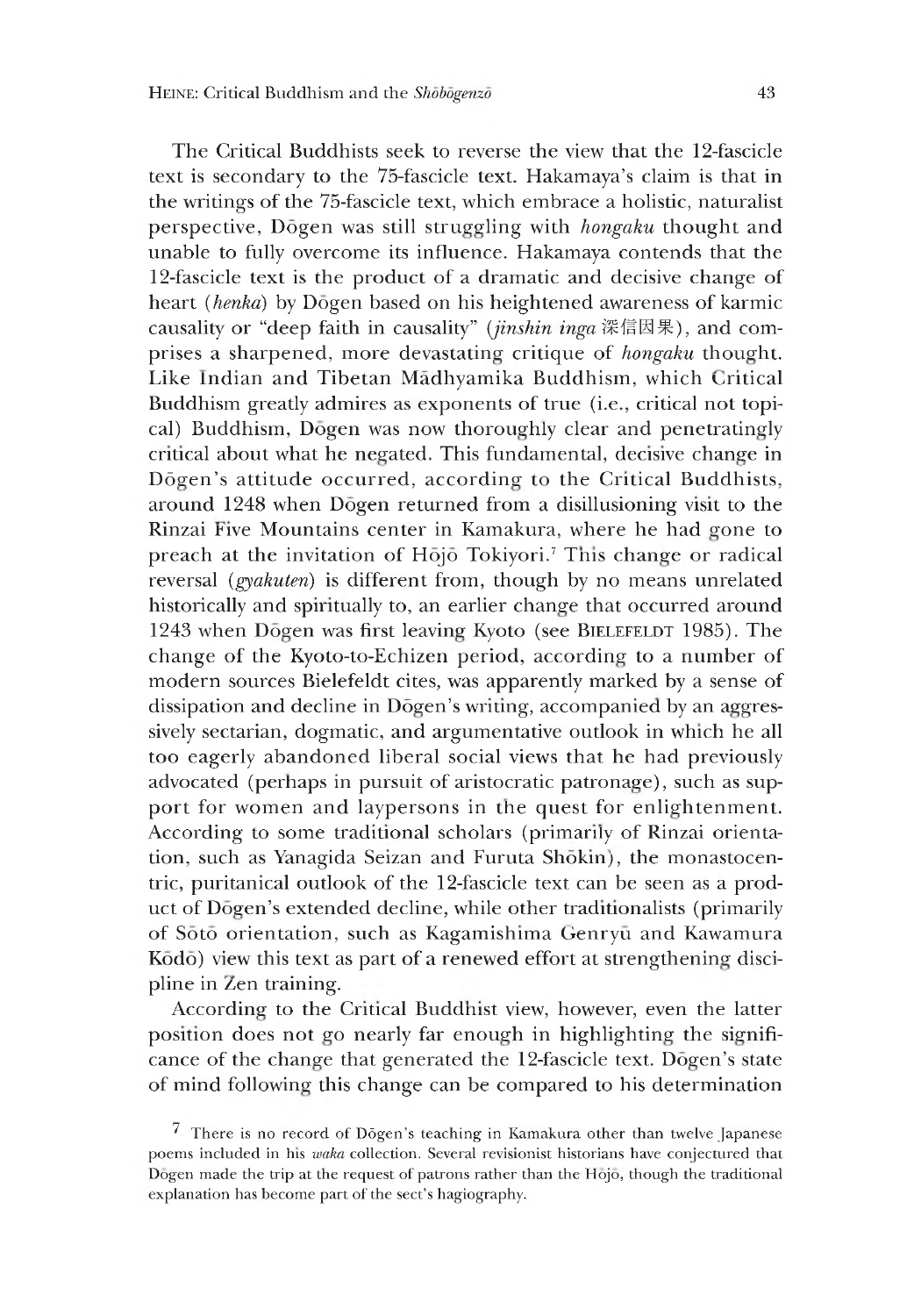The Critical Buddhists seek to reverse the view that the 12-fascicle text is secondary to the 75-fascicle text. Hakamaya's claim is that in the writings of the 75-fascicle text, which embrace a holistic, naturalist perspective, Dōgen was still struggling with *hongaku* thought and unable to fully overcome its influence. Hakamaya contends that the 12-fascicle text is the product of a dramatic and decisive change of heart (*henka*) by Dōgen based on his heightened awareness of karmic causality or "deep faith in causality" (*jinshin inga* 深信因果), and comprises a sharpened, more devastating critique of *hongaku* thought. Like Indian and Tibetan Mādhyamika Buddhism, which Critical Buddhism greatly admires as exponents of true (i.e., critical not topical) Buddhism, Dōgen was now thoroughly clear and penetratingly critical about what he negated. This fundamental, decisive change in Dōgen's attitude occurred, according to the Critical Buddhists, around 1248 when Dōgen returned from a disillusioning visit to the Rinzai Five Mountains center in Kamakura, where he had gone to preach at the invitation of Hōjō Tokiyori.[7] This change or radical reversal (*gyakuten*) is different from, though by no means unrelated historically and spiritually to, an earlier change that occurred around 1243 when Dōgen was first leaving Kyoto (see BIELEFELDT 1985). The change of the Kyoto-to-Echizen period, according to a number of modern sources Bielefeldt cites, was apparently marked by a sense of dissipation and decline in Dōgen's writing, accompanied by an aggressively sectarian, dogmatic, and argumentative outlook in which he all too eagerly abandoned liberal social views that he had previously advocated (perhaps in pursuit of aristocratic patronage), such as support for women and laypersons in the quest for enlightenment. According to some traditional scholars (primarily of Rinzai orientation, such as Yanagida Seizan and Furuta Shōkin), the monastocentric, puritanical outlook of the 12-fascicle text can be seen as a product of Dōgen's extended decline, while other traditionalists (primarily of Sōtō orientation, such as Kagamishima Genryū and Kawamura Kōdō) view this text as part of a renewed effort at strengthening discipline in Zen training.

According to the Critical Buddhist view, however, even the latter position does not go nearly far enough in highlighting the significance of the change that generated the 12-fascicle text. Dōgen's state of mind following this change can be compared to his determination

[7] There is no record of Dōgen's teaching in Kamakura other than twelve Japanese poems included in his *waka* collection. Several revisionist historians have conjectured that Dōgen made the trip at the request of patrons rather than the Hōjō, though the traditional explanation has become part of the sect's hagiography.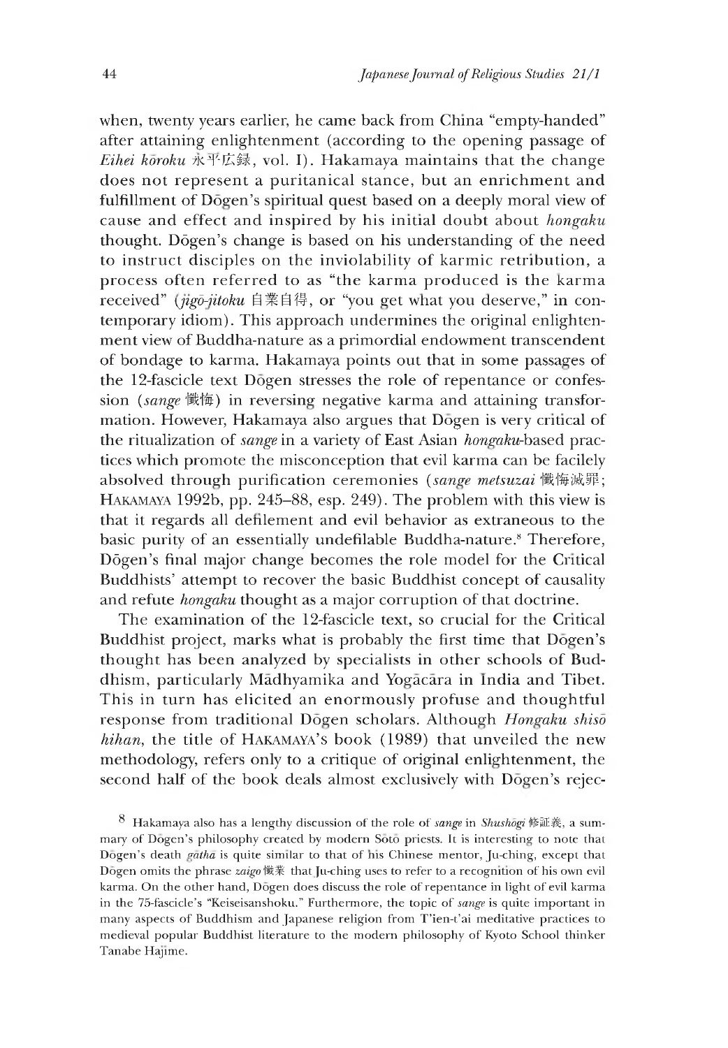when, twenty years earlier, he came back from China "empty-handed" after attaining enlightenment (according to the opening passage of *Eihei kōroku* 永平広録, vol. I). Hakamaya maintains that the change does not represent a puritanical stance, but an enrichment and fulfillment of Dōgen's spiritual quest based on a deeply moral view of cause and effect and inspired by his initial doubt about *hongaku* thought. Dōgen's change is based on his understanding of the need to instruct disciples on the inviolability of karmic retribution, a process often referred to as "the karma produced is the karma received" (*jigō-jitoku* 自業自得, or "you get what you deserve," in contemporary idiom). This approach undermines the original enlightenment view of Buddha-nature as a primordial endowment transcendent of bondage to karma. Hakamaya points out that in some passages of the 12-fascicle text Dōgen stresses the role of repentance or confession (*sange* 懺悔) in reversing negative karma and attaining transformation. However, Hakamaya also argues that Dōgen is very critical of the ritualization of *sange* in a variety of East Asian *hongaku*-based practices which promote the misconception that evil karma can be facilely absolved through purification ceremonies (*sange metsuzai* 懺悔滅罪; HAKAMAYA 1992b, pp. 245–88, esp. 249). The problem with this view is that it regards all defilement and evil behavior as extraneous to the basic purity of an essentially undefilable Buddha-nature.[8] Therefore, Dōgen's final major change becomes the role model for the Critical Buddhists' attempt to recover the basic Buddhist concept of causality and refute *hongaku* thought as a major corruption of that doctrine.

The examination of the 12-fascicle text, so crucial for the Critical Buddhist project, marks what is probably the first time that Dōgen's thought has been analyzed by specialists in other schools of Buddhism, particularly Mādhyamika and Yogācāra in India and Tibet. This in turn has elicited an enormously profuse and thoughtful response from traditional Dōgen scholars. Although *Hongaku shisō hihan*, the title of HAKAMAYA's book (1989) that unveiled the new methodology, refers only to a critique of original enlightenment, the second half of the book deals almost exclusively with Dōgen's rejec-

[8] Hakamaya also has a lengthy discussion of the role of *sange* in *Shushōgi* 修証義, a summary of Dōgen's philosophy created by modern Sōtō priests. It is interesting to note that Dōgen's death *gāthā* is quite similar to that of his Chinese mentor, Ju-ching, except that Dōgen omits the phrase *zaigo* 懺業 that Ju-ching uses to refer to a recognition of his own evil karma. On the other hand, Dōgen does discuss the role of repentance in light of evil karma in the 75-fascicle's "Keiseisanshoku." Furthermore, the topic of *sange* is quite important in many aspects of Buddhism and Japanese religion from T'ien-t'ai meditative practices to medieval popular Buddhist literature to the modern philosophy of Kyoto School thinker Tanabe Hajime.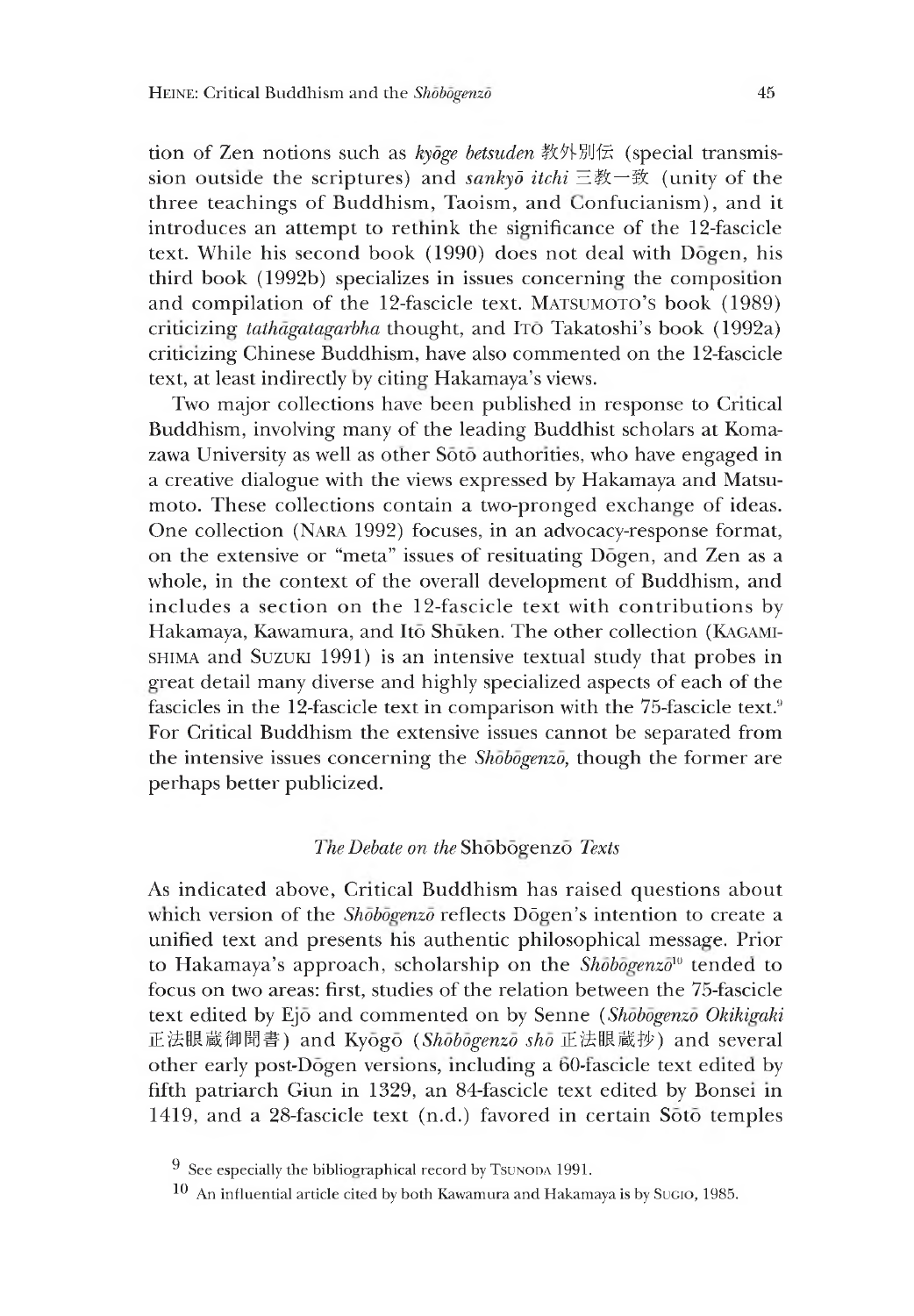tion of Zen notions such as *kyōge betsuden* 教外別伝 (special transmission outside the scriptures) and *sankyō itchi* 三教一致 (unity of the three teachings of Buddhism, Taoism, and Confucianism), and it introduces an attempt to rethink the significance of the 12-fascicle text. While his second book (1990) does not deal with Dōgen, his third book (1992b) specializes in issues concerning the composition and compilation of the 12-fascicle text. MATSUMOTO's book (1989) criticizing *tathāgatagarbha* thought, and ITō Takatoshi's book (1992a) criticizing Chinese Buddhism, have also commented on the 12-fascicle text, at least indirectly by citing Hakamaya's views.

Two major collections have been published in response to Critical Buddhism, involving many of the leading Buddhist scholars at Komazawa University as well as other Sōtō authorities, who have engaged in a creative dialogue with the views expressed by Hakamaya and Matsumoto. These collections contain a two-pronged exchange of ideas. One collection (NARA 1992) focuses, in an advocacy-response format, on the extensive or "meta" issues of resituating Dōgen, and Zen as a whole, in the context of the overall development of Buddhism, and includes a section on the 12-fascicle text with contributions by Hakamaya, Kawamura, and Itō Shūken. The other collection (KAGAMISHIMA and SUZUKI 1991) is an intensive textual study that probes in great detail many diverse and highly specialized aspects of each of the fascicles in the 12-fascicle text in comparison with the 75-fascicle text.[9] For Critical Buddhism the extensive issues cannot be separated from the intensive issues concerning the *Shōbōgenzō*, though the former are perhaps better publicized.

### *The Debate on the* Shōbōgenzō *Texts*

As indicated above, Critical Buddhism has raised questions about which version of the *Shōbōgenzō* reflects Dōgen's intention to create a unified text and presents his authentic philosophical message. Prior to Hakamaya's approach, scholarship on the *Shōbōgenzō*[10] tended to focus on two areas: first, studies of the relation between the 75-fascicle text edited by Ejō and commented on by Senne (*Shōbōgenzō Okikigaki* 正法眼蔵御聞書) and Kyōgō (*Shōbōgenzō shō* 正法眼蔵抄) and several other early post-Dōgen versions, including a 60-fascicle text edited by fifth patriarch Giun in 1329, an 84-fascicle text edited by Bonsei in 1419, and a 28-fascicle text (n.d.) favored in certain Sōtō temples

[9] See especially the bibliographical record by TSUNODA 1991.

[10] An influential article cited by both Kawamura and Hakamaya is by SUGIO, 1985.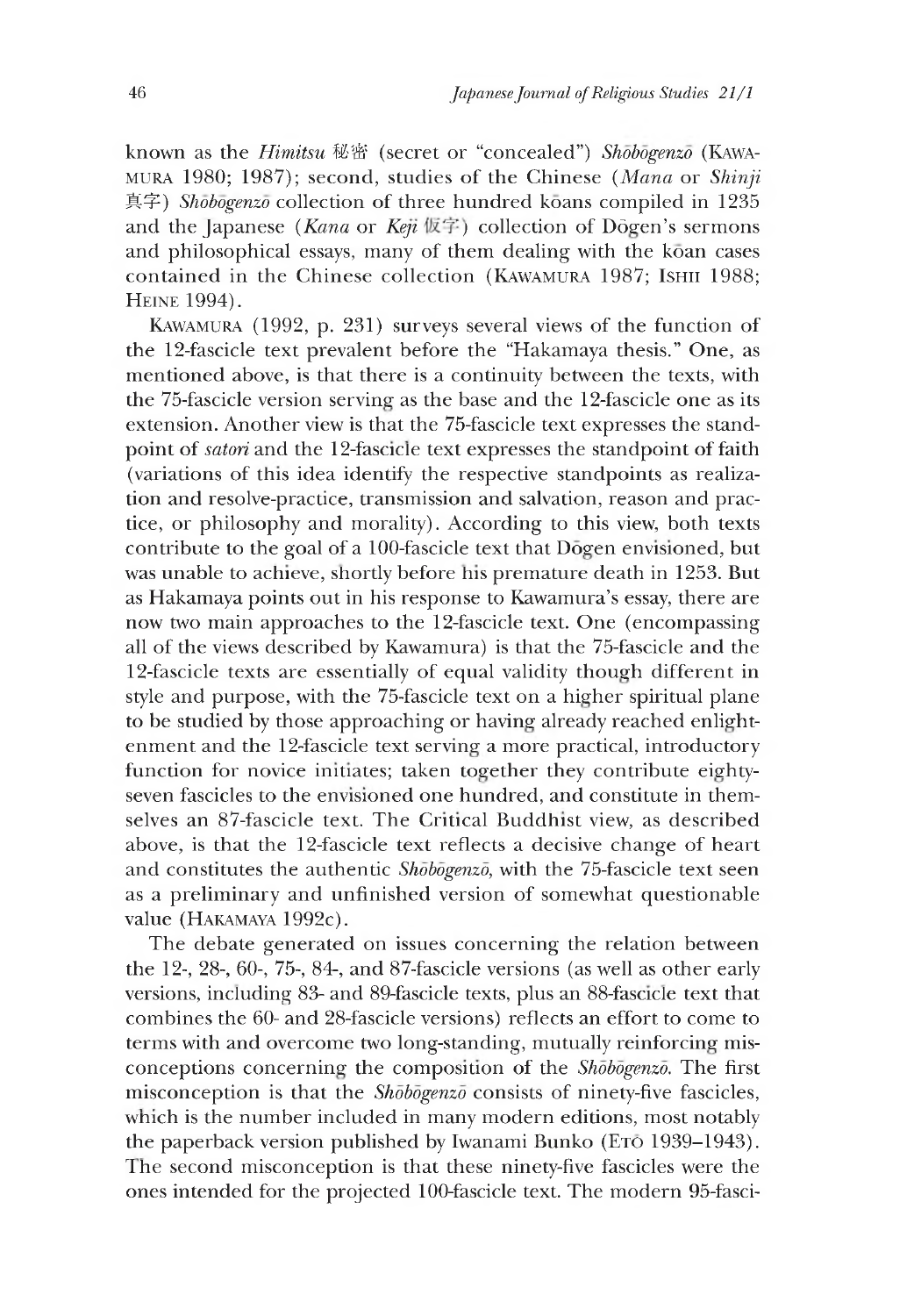known as the *Himitsu* 秘密 (secret or "concealed") *Shōbōgenzō* (KAWAMURA 1980; 1987); second, studies of the Chinese (*Mana* or *Shinji* 真字) *Shōbōgenzō* collection of three hundred kōans compiled in 1235 and the Japanese (*Kana* or *Keji* 仮字) collection of Dōgen's sermons and philosophical essays, many of them dealing with the kōan cases contained in the Chinese collection (KAWAMURA 1987; ISHII 1988; HEINE 1994).

KAWAMURA (1992, p. 231) surveys several views of the function of the 12-fascicle text prevalent before the "Hakamaya thesis." One, as mentioned above, is that there is a continuity between the texts, with the 75-fascicle version serving as the base and the 12-fascicle one as its extension. Another view is that the 75-fascicle text expresses the standpoint of *satori* and the 12-fascicle text expresses the standpoint of faith (variations of this idea identify the respective standpoints as realization and resolve-practice, transmission and salvation, reason and practice, or philosophy and morality). According to this view, both texts contribute to the goal of a 100-fascicle text that Dōgen envisioned, but was unable to achieve, shortly before his premature death in 1253. But as Hakamaya points out in his response to Kawamura's essay, there are now two main approaches to the 12-fascicle text. One (encompassing all of the views described by Kawamura) is that the 75-fascicle and the 12-fascicle texts are essentially of equal validity though different in style and purpose, with the 75-fascicle text on a higher spiritual plane to be studied by those approaching or having already reached enlightenment and the 12-fascicle text serving a more practical, introductory function for novice initiates; taken together they contribute eighty-seven fascicles to the envisioned one hundred, and constitute in themselves an 87-fascicle text. The Critical Buddhist view, as described above, is that the 12-fascicle text reflects a decisive change of heart and constitutes the authentic *Shōbōgenzō*, with the 75-fascicle text seen as a preliminary and unfinished version of somewhat questionable value (HAKAMAYA 1992c).

The debate generated on issues concerning the relation between the 12-, 28-, 60-, 75-, 84-, and 87-fascicle versions (as well as other early versions, including 83- and 89-fascicle texts, plus an 88-fascicle text that combines the 60- and 28-fascicle versions) reflects an effort to come to terms with and overcome two long-standing, mutually reinforcing misconceptions concerning the composition of the *Shōbōgenzō*. The first misconception is that the *Shōbōgenzō* consists of ninety-five fascicles, which is the number included in many modern editions, most notably the paperback version published by Iwanami Bunko (ETŌ 1939–1943). The second misconception is that these ninety-five fascicles were the ones intended for the projected 100-fascicle text. The modern 95-fasci-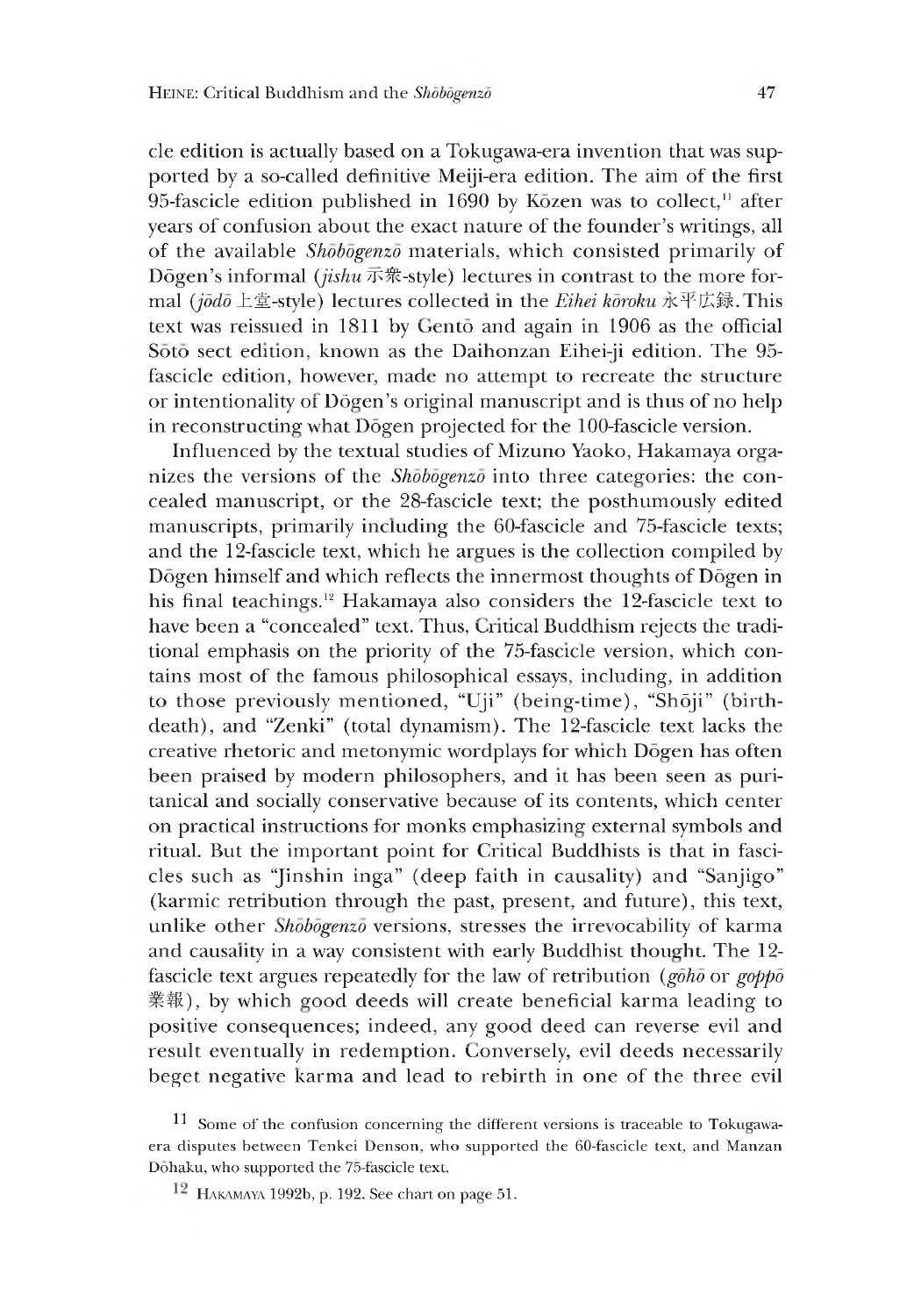cle edition is actually based on a Tokugawa-era invention that was supported by a so-called definitive Meiji-era edition. The aim of the first 95-fascicle edition published in 1690 by Kōzen was to collect,[11] after years of confusion about the exact nature of the founder's writings, all of the available *Shōbōgenzō* materials, which consisted primarily of Dōgen's informal (*jishu* 示衆-style) lectures in contrast to the more formal (*jōdō* 上堂-style) lectures collected in the *Eihei kōroku* 永平広録. This text was reissued in 1811 by Gentō and again in 1906 as the official Sōtō sect edition, known as the Daihonzan Eihei-ji edition. The 95-fascicle edition, however, made no attempt to recreate the structure or intentionality of Dōgen's original manuscript and is thus of no help in reconstructing what Dōgen projected for the 100-fascicle version.

Influenced by the textual studies of Mizuno Yaoko, Hakamaya organizes the versions of the *Shōbōgenzō* into three categories: the concealed manuscript, or the 28-fascicle text; the posthumously edited manuscripts, primarily including the 60-fascicle and 75-fascicle texts; and the 12-fascicle text, which he argues is the collection compiled by Dōgen himself and which reflects the innermost thoughts of Dōgen in his final teachings.[12] Hakamaya also considers the 12-fascicle text to have been a "concealed" text. Thus, Critical Buddhism rejects the traditional emphasis on the priority of the 75-fascicle version, which contains most of the famous philosophical essays, including, in addition to those previously mentioned, "Uji" (being-time), "Shōji" (birth-death), and "Zenki" (total dynamism). The 12-fascicle text lacks the creative rhetoric and metonymic wordplays for which Dōgen has often been praised by modern philosophers, and it has been seen as puritanical and socially conservative because of its contents, which center on practical instructions for monks emphasizing external symbols and ritual. But the important point for Critical Buddhists is that in fascicles such as "Jinshin inga" (deep faith in causality) and "Sanjigo" (karmic retribution through the past, present, and future), this text, unlike other *Shōbōgenzō* versions, stresses the irrevocability of karma and causality in a way consistent with early Buddhist thought. The 12-fascicle text argues repeatedly for the law of retribution (*gōhō* or *goppō* 業報), by which good deeds will create beneficial karma leading to positive consequences; indeed, any good deed can reverse evil and result eventually in redemption. Conversely, evil deeds necessarily beget negative karma and lead to rebirth in one of the three evil

[11] Some of the confusion concerning the different versions is traceable to Tokugawa-era disputes between Tenkei Denson, who supported the 60-fascicle text, and Manzan Dōhaku, who supported the 75-fascicle text.

[12] HAKAMAYA 1992b, p. 192. See chart on page 51.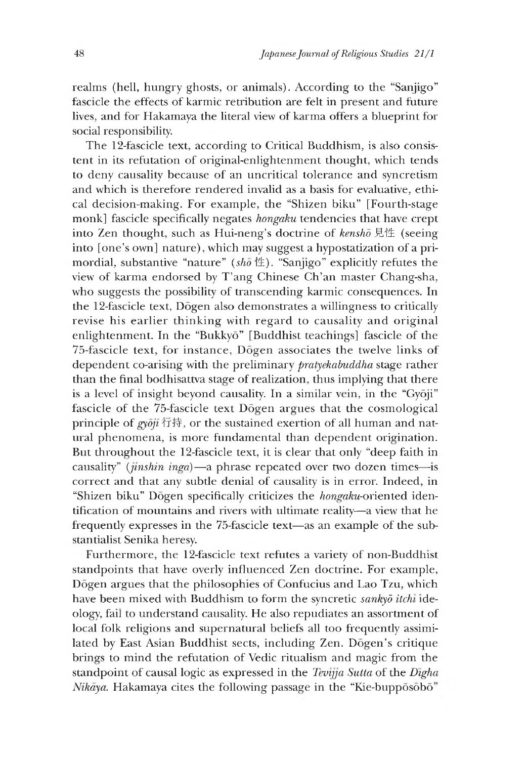realms (hell, hungry ghosts, or animals). According to the "Sanjigo" fascicle the effects of karmic retribution are felt in present and future lives, and for Hakamaya the literal view of karma offers a blueprint for social responsibility.

The 12-fascicle text, according to Critical Buddhism, is also consistent in its refutation of original-enlightenment thought, which tends to deny causality because of an uncritical tolerance and syncretism and which is therefore rendered invalid as a basis for evaluative, ethical decision-making. For example, the "Shizen biku" [Fourth-stage monk] fascicle specifically negates *hongaku* tendencies that have crept into Zen thought, such as Hui-neng's doctrine of *kenshō* 見性 (seeing into [one's own] nature), which may suggest a hypostatization of a primordial, substantive "nature" (*shō* 性). "Sanjigo" explicitly refutes the view of karma endorsed by T'ang Chinese Ch'an master Chang-sha, who suggests the possibility of transcending karmic consequences. In the 12-fascicle text, Dōgen also demonstrates a willingness to critically revise his earlier thinking with regard to causality and original enlightenment. In the "Bukkyō" [Buddhist teachings] fascicle of the 75-fascicle text, for instance, Dōgen associates the twelve links of dependent co-arising with the preliminary *pratyekabuddha* stage rather than the final bodhisattva stage of realization, thus implying that there is a level of insight beyond causality. In a similar vein, in the "Gyōji" fascicle of the 75-fascicle text Dōgen argues that the cosmological principle of *gyōji* 行持, or the sustained exertion of all human and natural phenomena, is more fundamental than dependent origination. But throughout the 12-fascicle text, it is clear that only "deep faith in causality" (*jinshin inga*)—a phrase repeated over two dozen times—is correct and that any subtle denial of causality is in error. Indeed, in "Shizen biku" Dōgen specifically criticizes the *hongaku*-oriented identification of mountains and rivers with ultimate reality—a view that he frequently expresses in the 75-fascicle text—as an example of the substantialist Senika heresy.

Furthermore, the 12-fascicle text refutes a variety of non-Buddhist standpoints that have overly influenced Zen doctrine. For example, Dōgen argues that the philosophies of Confucius and Lao Tzu, which have been mixed with Buddhism to form the syncretic *sankyō itchi* ideology, fail to understand causality. He also repudiates an assortment of local folk religions and supernatural beliefs all too frequently assimilated by East Asian Buddhist sects, including Zen. Dōgen's critique brings to mind the refutation of Vedic ritualism and magic from the standpoint of causal logic as expressed in the *Tevijja Sutta* of the *Dīgha Nikāya*. Hakamaya cites the following passage in the "Kie-buppōsōbō"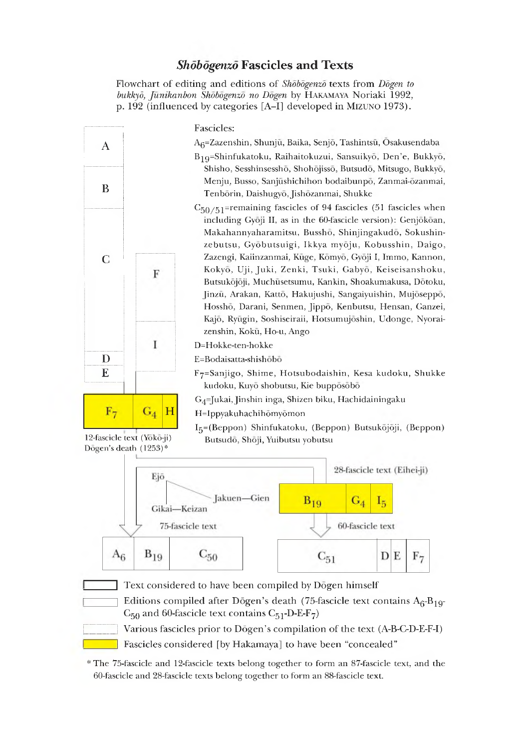## *Shōbōgenzō* Fascicles and Texts

Flowchart of editing and editions of *Shōbōgenzō* texts from *Dōgen to bukkyō, Jūnikanbon Shōbōgenzō no Dōgen* by HAKAMAYA Noriaki 1992, p. 192 (influenced by categories [A–I] developed in MIZUNO 1973).

Fascicles:

$A_6$=Zazenshin, Shunjū, Baika, Senjō, Tashintsū, Ōsakusendaba

$B_{19}$=Shinfukatoku, Raihaitokuzui, Sansuikyō, Den'e, Bukkyō, Shisho, Sesshinsesshō, Shohōjissō, Butsudō, Mitsugo, Bukkyō, Menju, Busso, Sanjūshichihon bodaibunpō, Zanmai-ōzanmai, Tenbōrin, Daishugyō, Jishōzanmai, Shukke

$C_{50/51}$=remaining fascicles of 94 fascicles (51 fascicles when including Gyōji II, as in the 60-fascicle version): Genjōkōan, Makahannyaharamitsu, Busshō, Shinjingakudō, Sokushinzebutsu, Gyōbutsuigi, Ikkya myōju, Kobusshin, Daigo, Zazengi, Kaiinzanmai, Kūge, Kōmyō, Gyōji I, Inmo, Kannon, Kokyō, Uji, Juki, Zenki, Tsuki, Gabyō, Keiseisanshoku, Butsukōjōji, Muchūsetsumu, Kankin, Shoakumakusa, Dōtoku, Jinzū, Arakan, Kattō, Hakujushi, Sangaiyuishin, Mujōseppō, Hosshō, Darani, Senmen, Jippō, Kenbutsu, Hensan, Ganzei, Kajō, Ryūgin, Soshiseiraii, Hotsumujōshin, Udonge, Nyoraizenshin, Kokū, Ho-u, Ango

D=Hokke-ten-hokke

E=Bodaisatta-shishōbō

$F_7$=Sanjigo, Shime, Hotsubodaishin, Kesa kudoku, Shukke kudoku, Kuyō shobutsu, Kie buppōsōbō

$G_4$=Jukai, Jinshin inga, Shizen biku, Hachidainingaku

H=Ippyakuhachihōmyōmon

$I_5$=(Beppon) Shinfukatoku, (Beppon) Butsukōjōji, (Beppon) Butsudō, Shōji, Yuibutsu yobutsu

Chart content:

- Prior fascicles: A, B, C, D, E (left column); F, I (right column)
- 12-fascicle text (Yōkō-ji): $F_7$, $G_4$, H — Dōgen's death (1253)*
- Ejō — Gikai—Keizan (75-fascicle text); Ejō — Jakuen—Gien
- 75-fascicle text: $A_6$, $B_{19}$, $C_{50}$
- 28-fascicle text (Eihei-ji): $B_{19}$, $G_4$, $I_5$
- 60-fascicle text: $C_{51}$, D, E, $F_7$

Legend:

- Text considered to have been compiled by Dōgen himself
- Editions compiled after Dōgen's death (75-fascicle text contains $A_6$-$B_{19}$-$C_{50}$ and 60-fascicle text contains $C_{51}$-D-E-$F_7$)
- Various fascicles prior to Dōgen's compilation of the text (A-B-C-D-E-F-I)
- Fascicles considered [by Hakamaya] to have been "concealed"

\* The 75-fascicle and 12-fascicle texts belong together to form an 87-fascicle text, and the 60-fascicle and 28-fascicle texts belong together to form an 88-fascicle text.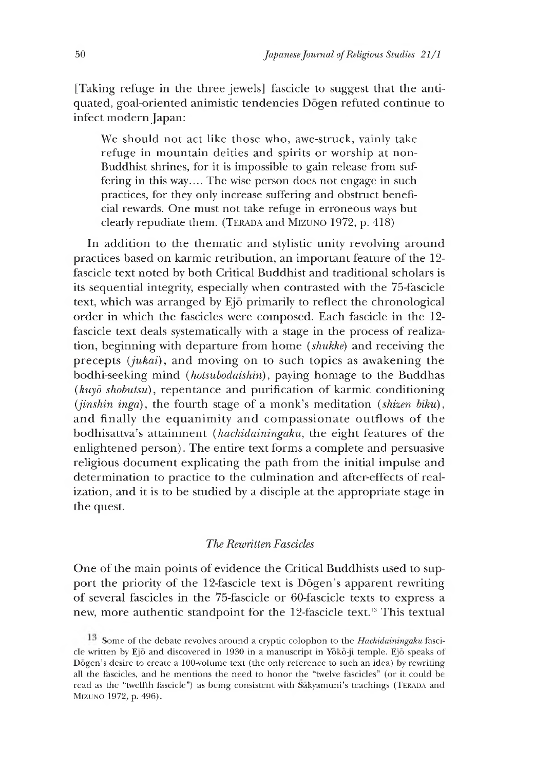[Taking refuge in the three jewels] fascicle to suggest that the antiquated, goal-oriented animistic tendencies Dōgen refuted continue to infect modern Japan:

> We should not act like those who, awe-struck, vainly take refuge in mountain deities and spirits or worship at non-Buddhist shrines, for it is impossible to gain release from suffering in this way.... The wise person does not engage in such practices, for they only increase suffering and obstruct beneficial rewards. One must not take refuge in erroneous ways but clearly repudiate them. (TERADA and MIZUNO 1972, p. 418)

In addition to the thematic and stylistic unity revolving around practices based on karmic retribution, an important feature of the 12-fascicle text noted by both Critical Buddhist and traditional scholars is its sequential integrity, especially when contrasted with the 75-fascicle text, which was arranged by Ejō primarily to reflect the chronological order in which the fascicles were composed. Each fascicle in the 12-fascicle text deals systematically with a stage in the process of realization, beginning with departure from home (*shukke*) and receiving the precepts (*jukai*), and moving on to such topics as awakening the bodhi-seeking mind (*hotsubodaishin*), paying homage to the Buddhas (*kuyō shobutsu*), repentance and purification of karmic conditioning (*jinshin inga*), the fourth stage of a monk's meditation (*shizen biku*), and finally the equanimity and compassionate outflows of the bodhisattva's attainment (*hachidainingaku*, the eight features of the enlightened person). The entire text forms a complete and persuasive religious document explicating the path from the initial impulse and determination to practice to the culmination and after-effects of realization, and it is to be studied by a disciple at the appropriate stage in the quest.

### *The Rewritten Fascicles*

One of the main points of evidence the Critical Buddhists used to support the priority of the 12-fascicle text is Dōgen's apparent rewriting of several fascicles in the 75-fascicle or 60-fascicle texts to express a new, more authentic standpoint for the 12-fascicle text.[13] This textual

---

[13] Some of the debate revolves around a cryptic colophon to the *Hachidainingaku* fascicle written by Ejō and discovered in 1930 in a manuscript in Yōkō-ji temple. Ejō speaks of Dōgen's desire to create a 100-volume text (the only reference to such an idea) by rewriting all the fascicles, and he mentions the need to honor the "twelve fascicles" (or it could be read as the "twelfth fascicle") as being consistent with Śākyamuni's teachings (TERADA and MIZUNO 1972, p. 496).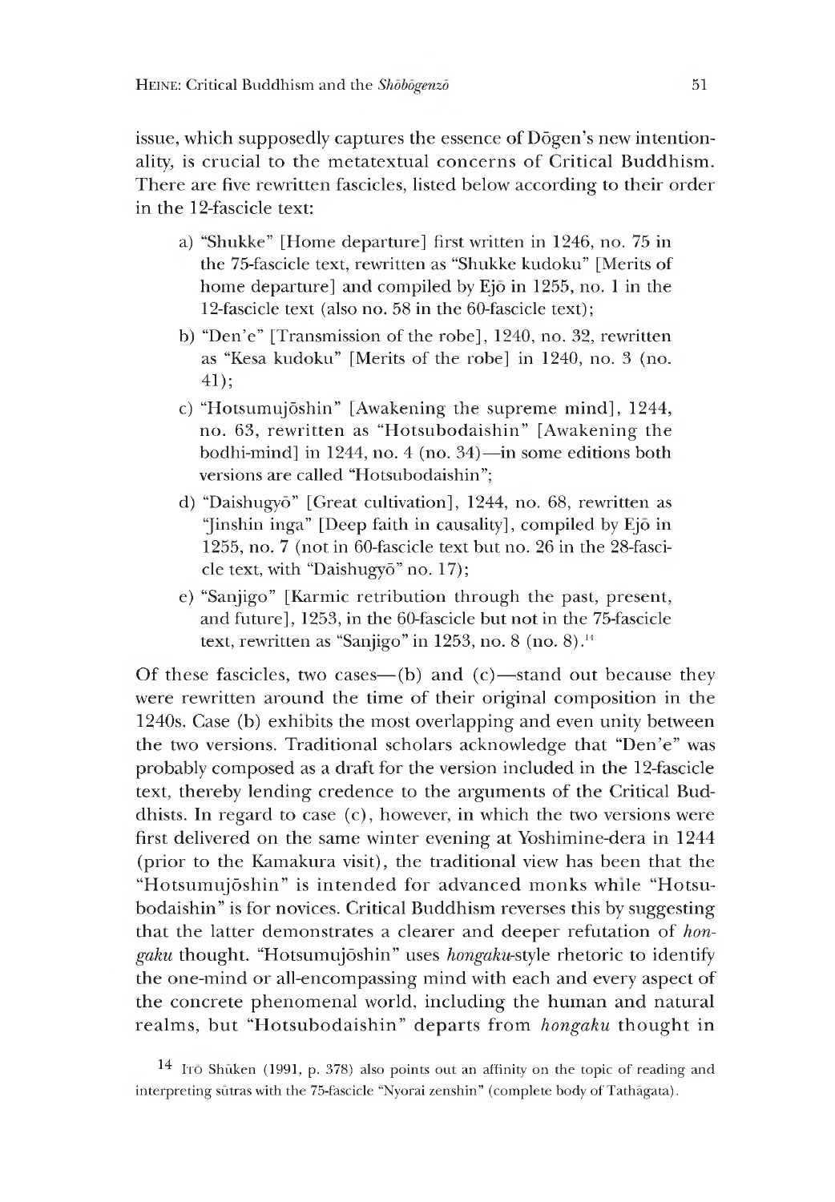issue, which supposedly captures the essence of Dōgen's new intentionality, is crucial to the metatextual concerns of Critical Buddhism. There are five rewritten fascicles, listed below according to their order in the 12-fascicle text:

a) "Shukke" [Home departure] first written in 1246, no. 75 in the 75-fascicle text, rewritten as "Shukke kudoku" [Merits of home departure] and compiled by Ejō in 1255, no. 1 in the 12-fascicle text (also no. 58 in the 60-fascicle text);

b) "Den'e" [Transmission of the robe], 1240, no. 32, rewritten as "Kesa kudoku" [Merits of the robe] in 1240, no. 3 (no. 41);

c) "Hotsumujōshin" [Awakening the supreme mind], 1244, no. 63, rewritten as "Hotsubodaishin" [Awakening the bodhi-mind] in 1244, no. 4 (no. 34)—in some editions both versions are called "Hotsubodaishin";

d) "Daishugyō" [Great cultivation], 1244, no. 68, rewritten as "Jinshin inga" [Deep faith in causality], compiled by Ejō in 1255, no. 7 (not in 60-fascicle text but no. 26 in the 28-fascicle text, with "Daishugyō" no. 17);

e) "Sanjigo" [Karmic retribution through the past, present, and future], 1253, in the 60-fascicle but not in the 75-fascicle text, rewritten as "Sanjigo" in 1253, no. 8 (no. 8).[14]

Of these fascicles, two cases—(b) and (c)—stand out because they were rewritten around the time of their original composition in the 1240s. Case (b) exhibits the most overlapping and even unity between the two versions. Traditional scholars acknowledge that "Den'e" was probably composed as a draft for the version included in the 12-fascicle text, thereby lending credence to the arguments of the Critical Buddhists. In regard to case (c), however, in which the two versions were first delivered on the same winter evening at Yoshimine-dera in 1244 (prior to the Kamakura visit), the traditional view has been that the "Hotsumujōshin" is intended for advanced monks while "Hotsubodaishin" is for novices. Critical Buddhism reverses this by suggesting that the latter demonstrates a clearer and deeper refutation of *hongaku* thought. "Hotsumujōshin" uses *hongaku*-style rhetoric to identify the one-mind or all-encompassing mind with each and every aspect of the concrete phenomenal world, including the human and natural realms, but "Hotsubodaishin" departs from *hongaku* thought in

[14] Itō Shūken (1991, p. 378) also points out an affinity on the topic of reading and interpreting sūtras with the 75-fascicle "Nyorai zenshin" (complete body of Tathāgata).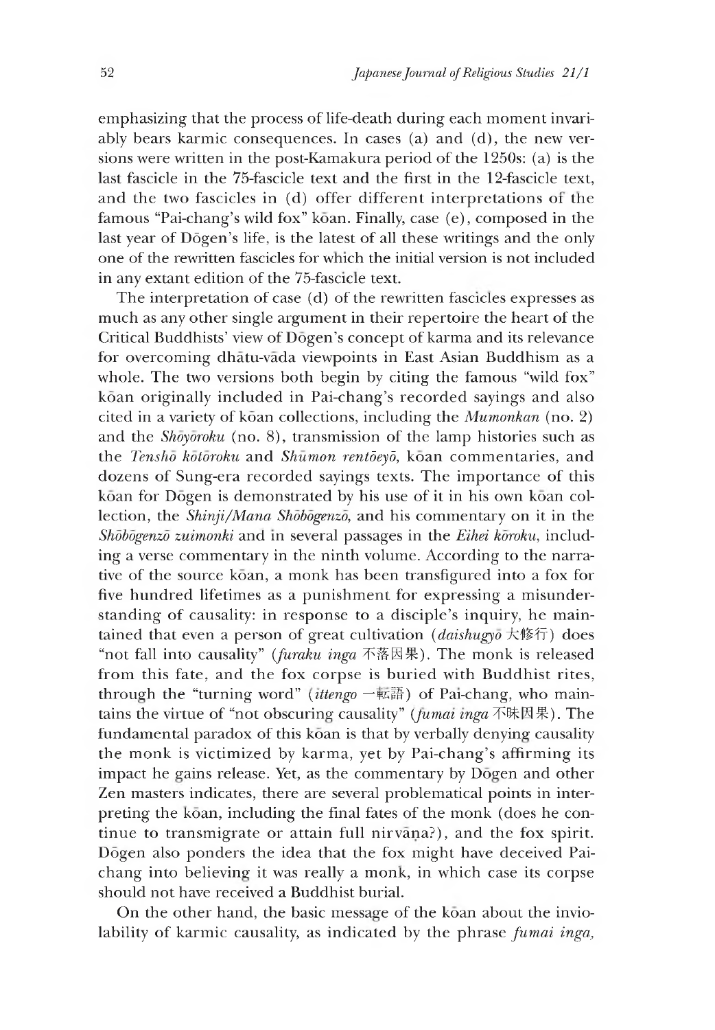emphasizing that the process of life-death during each moment invariably bears karmic consequences. In cases (a) and (d), the new versions were written in the post-Kamakura period of the 1250s: (a) is the last fascicle in the 75-fascicle text and the first in the 12-fascicle text, and the two fascicles in (d) offer different interpretations of the famous "Pai-chang's wild fox" kōan. Finally, case (e), composed in the last year of Dōgen's life, is the latest of all these writings and the only one of the rewritten fascicles for which the initial version is not included in any extant edition of the 75-fascicle text.

The interpretation of case (d) of the rewritten fascicles expresses as much as any other single argument in their repertoire the heart of the Critical Buddhists' view of Dōgen's concept of karma and its relevance for overcoming dhātu-vāda viewpoints in East Asian Buddhism as a whole. The two versions both begin by citing the famous "wild fox" kōan originally included in Pai-chang's recorded sayings and also cited in a variety of kōan collections, including the *Mumonkan* (no. 2) and the *Shōyōroku* (no. 8), transmission of the lamp histories such as the *Tenshō kōtōroku* and *Shūmon rentōeyō*, kōan commentaries, and dozens of Sung-era recorded sayings texts. The importance of this kōan for Dōgen is demonstrated by his use of it in his own kōan collection, the *Shinji/Mana Shōbōgenzō*, and his commentary on it in the *Shōbōgenzō zuimonki* and in several passages in the *Eihei kōroku*, including a verse commentary in the ninth volume. According to the narrative of the source kōan, a monk has been transfigured into a fox for five hundred lifetimes as a punishment for expressing a misunderstanding of causality: in response to a disciple's inquiry, he maintained that even a person of great cultivation (*daishugyō* 大修行) does "not fall into causality" (*furaku inga* 不落因果). The monk is released from this fate, and the fox corpse is buried with Buddhist rites, through the "turning word" (*ittengo* 一転語) of Pai-chang, who maintains the virtue of "not obscuring causality" (*fumai inga* 不昧因果). The fundamental paradox of this kōan is that by verbally denying causality the monk is victimized by karma, yet by Pai-chang's affirming its impact he gains release. Yet, as the commentary by Dōgen and other Zen masters indicates, there are several problematical points in interpreting the kōan, including the final fates of the monk (does he continue to transmigrate or attain full nirvāṇa?), and the fox spirit. Dōgen also ponders the idea that the fox might have deceived Pai-chang into believing it was really a monk, in which case its corpse should not have received a Buddhist burial.

On the other hand, the basic message of the kōan about the inviolability of karmic causality, as indicated by the phrase *fumai inga*,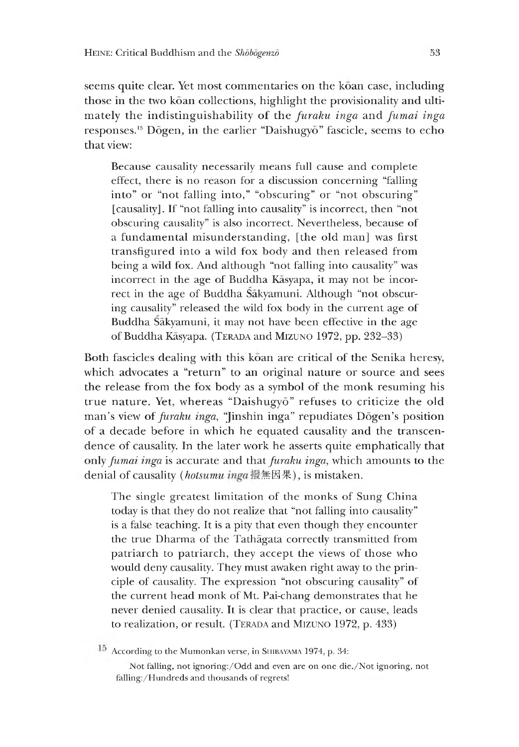seems quite clear. Yet most commentaries on the kōan case, including those in the two kōan collections, highlight the provisionality and ultimately the indistinguishability of the *furaku inga* and *fumai inga* responses.[15] Dōgen, in the earlier "Daishugyō" fascicle, seems to echo that view:

> Because causality necessarily means full cause and complete effect, there is no reason for a discussion concerning "falling into" or "not falling into," "obscuring" or "not obscuring" [causality]. If "not falling into causality" is incorrect, then "not obscuring causality" is also incorrect. Nevertheless, because of a fundamental misunderstanding, [the old man] was first transfigured into a wild fox body and then released from being a wild fox. And although "not falling into causality" was incorrect in the age of Buddha Kāsyapa, it may not be incorrect in the age of Buddha Śākyamuni. Although "not obscuring causality" released the wild fox body in the current age of Buddha Śākyamuni, it may not have been effective in the age of Buddha Kāsyapa. (TERADA and MIZUNO 1972, pp. 232–33)

Both fascicles dealing with this kōan are critical of the Senika heresy, which advocates a "return" to an original nature or source and sees the release from the fox body as a symbol of the monk resuming his true nature. Yet, whereas "Daishugyō" refuses to criticize the old man's view of *furaku inga*, "Jinshin inga" repudiates Dōgen's position of a decade before in which he equated causality and the transcendence of causality. In the later work he asserts quite emphatically that only *fumai inga* is accurate and that *furaku inga*, which amounts to the denial of causality (*hotsumu inga* 撥無因果), is mistaken.

> The single greatest limitation of the monks of Sung China today is that they do not realize that "not falling into causality" is a false teaching. It is a pity that even though they encounter the true Dharma of the Tathāgata correctly transmitted from patriarch to patriarch, they accept the views of those who would deny causality. They must awaken right away to the principle of causality. The expression "not obscuring causality" of the current head monk of Mt. Pai-chang demonstrates that he never denied causality. It is clear that practice, or cause, leads to realization, or result. (TERADA and MIZUNO 1972, p. 433)

[15] According to the Mumonkan verse, in SHIBAYAMA 1974, p. 34:

> Not falling, not ignoring:/Odd and even are on one die./Not ignoring, not falling:/Hundreds and thousands of regrets!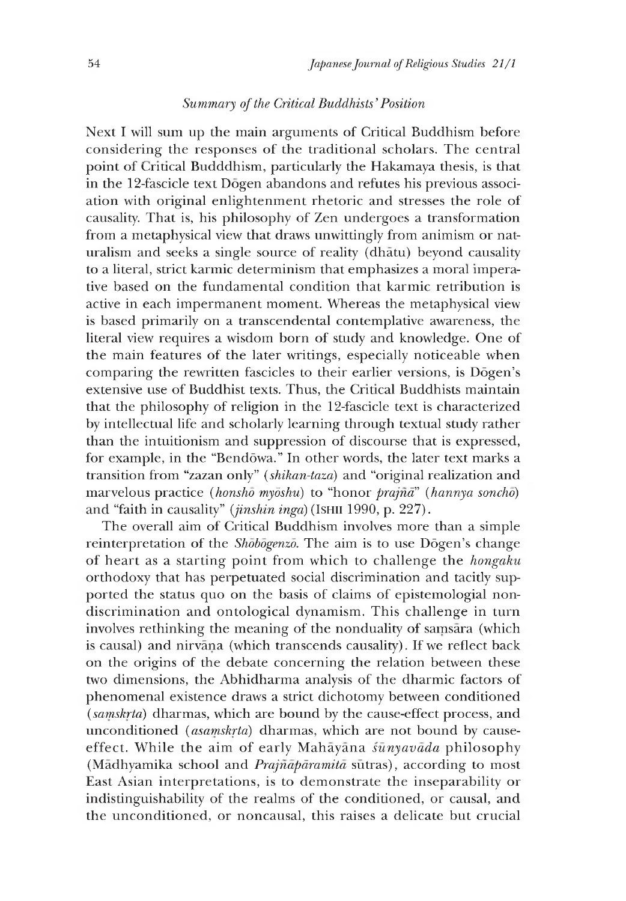### *Summary of the Critical Buddhists' Position*

Next I will sum up the main arguments of Critical Buddhism before considering the responses of the traditional scholars. The central point of Critical Budddhism, particularly the Hakamaya thesis, is that in the 12-fascicle text Dōgen abandons and refutes his previous association with original enlightenment rhetoric and stresses the role of causality. That is, his philosophy of Zen undergoes a transformation from a metaphysical view that draws unwittingly from animism or naturalism and seeks a single source of reality (dhātu) beyond causality to a literal, strict karmic determinism that emphasizes a moral imperative based on the fundamental condition that karmic retribution is active in each impermanent moment. Whereas the metaphysical view is based primarily on a transcendental contemplative awareness, the literal view requires a wisdom born of study and knowledge. One of the main features of the later writings, especially noticeable when comparing the rewritten fascicles to their earlier versions, is Dōgen's extensive use of Buddhist texts. Thus, the Critical Buddhists maintain that the philosophy of religion in the 12-fascicle text is characterized by intellectual life and scholarly learning through textual study rather than the intuitionism and suppression of discourse that is expressed, for example, in the "Bendōwa." In other words, the later text marks a transition from "zazan only" (*shikan-taza*) and "original realization and marvelous practice (*honshō myōshu*) to "honor *prajñā*" (*hannya sonchō*) and "faith in causality" (*jinshin inga*) (ISHII 1990, p. 227).

The overall aim of Critical Buddhism involves more than a simple reinterpretation of the *Shōbōgenzō*. The aim is to use Dōgen's change of heart as a starting point from which to challenge the *hongaku* orthodoxy that has perpetuated social discrimination and tacitly supported the status quo on the basis of claims of epistemologial nondiscrimination and ontological dynamism. This challenge in turn involves rethinking the meaning of the nonduality of saṃsāra (which is causal) and nirvāṇa (which transcends causality). If we reflect back on the origins of the debate concerning the relation between these two dimensions, the Abhidharma analysis of the dharmic factors of phenomenal existence draws a strict dichotomy between conditioned (*saṃskṛta*) dharmas, which are bound by the cause-effect process, and unconditioned (*asaṃskṛta*) dharmas, which are not bound by cause-effect. While the aim of early Mahāyāna *śūnyavāda* philosophy (Mādhyamika school and *Prajñāpāramitā* sūtras), according to most East Asian interpretations, is to demonstrate the inseparability or indistinguishability of the realms of the conditioned, or causal, and the unconditioned, or noncausal, this raises a delicate but crucial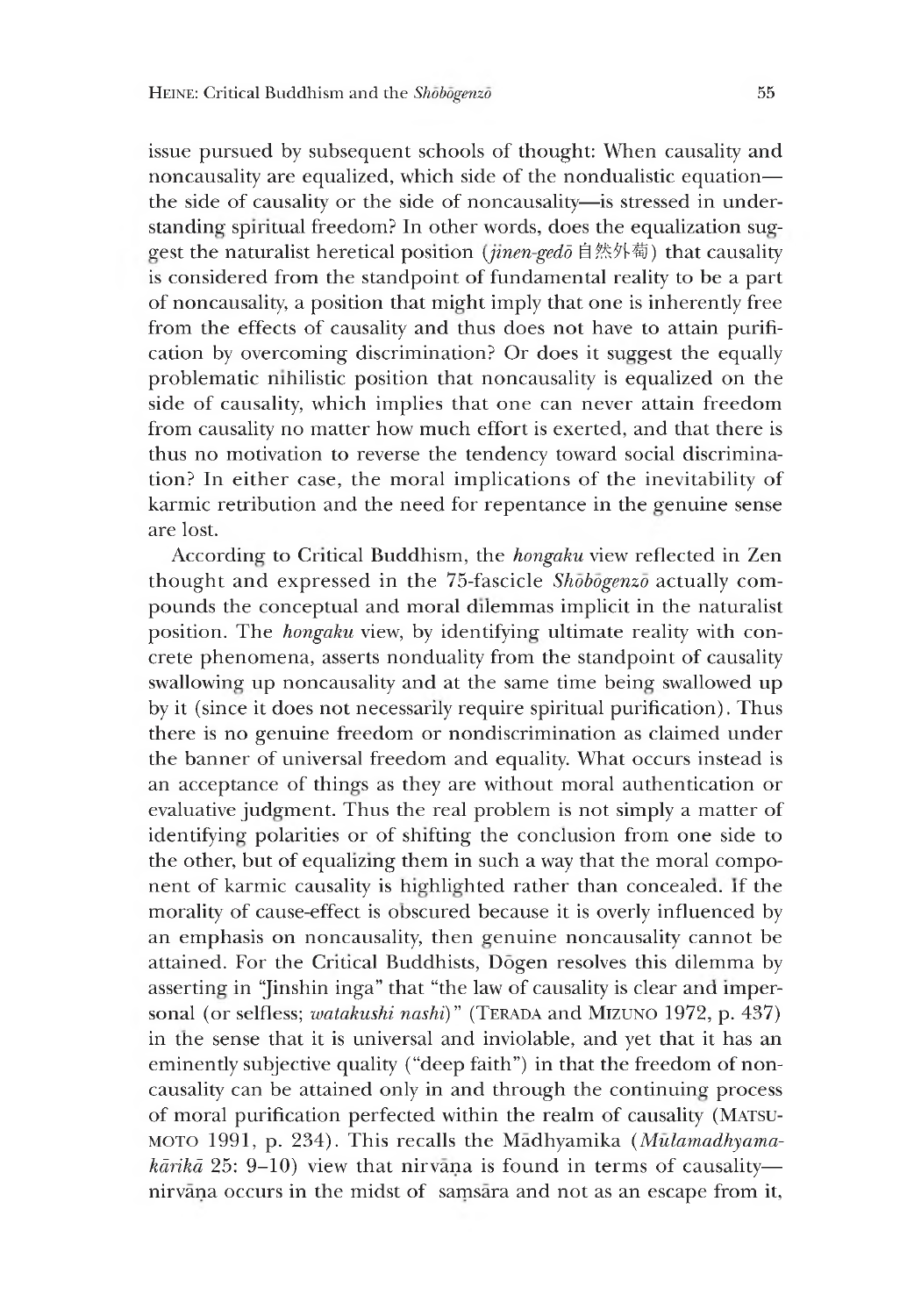issue pursued by subsequent schools of thought: When causality and noncausality are equalized, which side of the nondualistic equation—the side of causality or the side of noncausality—is stressed in understanding spiritual freedom? In other words, does the equalization suggest the naturalist heretical position (*jinen-gedō* 自然外荷) that causality is considered from the standpoint of fundamental reality to be a part of noncausality, a position that might imply that one is inherently free from the effects of causality and thus does not have to attain purification by overcoming discrimination? Or does it suggest the equally problematic nihilistic position that noncausality is equalized on the side of causality, which implies that one can never attain freedom from causality no matter how much effort is exerted, and that there is thus no motivation to reverse the tendency toward social discrimination? In either case, the moral implications of the inevitability of karmic retribution and the need for repentance in the genuine sense are lost.

According to Critical Buddhism, the *hongaku* view reflected in Zen thought and expressed in the 75-fascicle *Shōbōgenzō* actually compounds the conceptual and moral dilemmas implicit in the naturalist position. The *hongaku* view, by identifying ultimate reality with concrete phenomena, asserts nonduality from the standpoint of causality swallowing up noncausality and at the same time being swallowed up by it (since it does not necessarily require spiritual purification). Thus there is no genuine freedom or nondiscrimination as claimed under the banner of universal freedom and equality. What occurs instead is an acceptance of things as they are without moral authentication or evaluative judgment. Thus the real problem is not simply a matter of identifying polarities or of shifting the conclusion from one side to the other, but of equalizing them in such a way that the moral component of karmic causality is highlighted rather than concealed. If the morality of cause-effect is obscured because it is overly influenced by an emphasis on noncausality, then genuine noncausality cannot be attained. For the Critical Buddhists, Dōgen resolves this dilemma by asserting in "Jinshin inga" that "the law of causality is clear and impersonal (or selfless; *watakushi nashi*)" (TERADA and MIZUNO 1972, p. 437) in the sense that it is universal and inviolable, and yet that it has an eminently subjective quality ("deep faith") in that the freedom of noncausality can be attained only in and through the continuing process of moral purification perfected within the realm of causality (MATSUMOTO 1991, p. 234). This recalls the Mādhyamika (*Mūlamadhyamakārikā* 25: 9–10) view that nirvāṇa is found in terms of causality—nirvāṇa occurs in the midst of saṃsāra and not as an escape from it,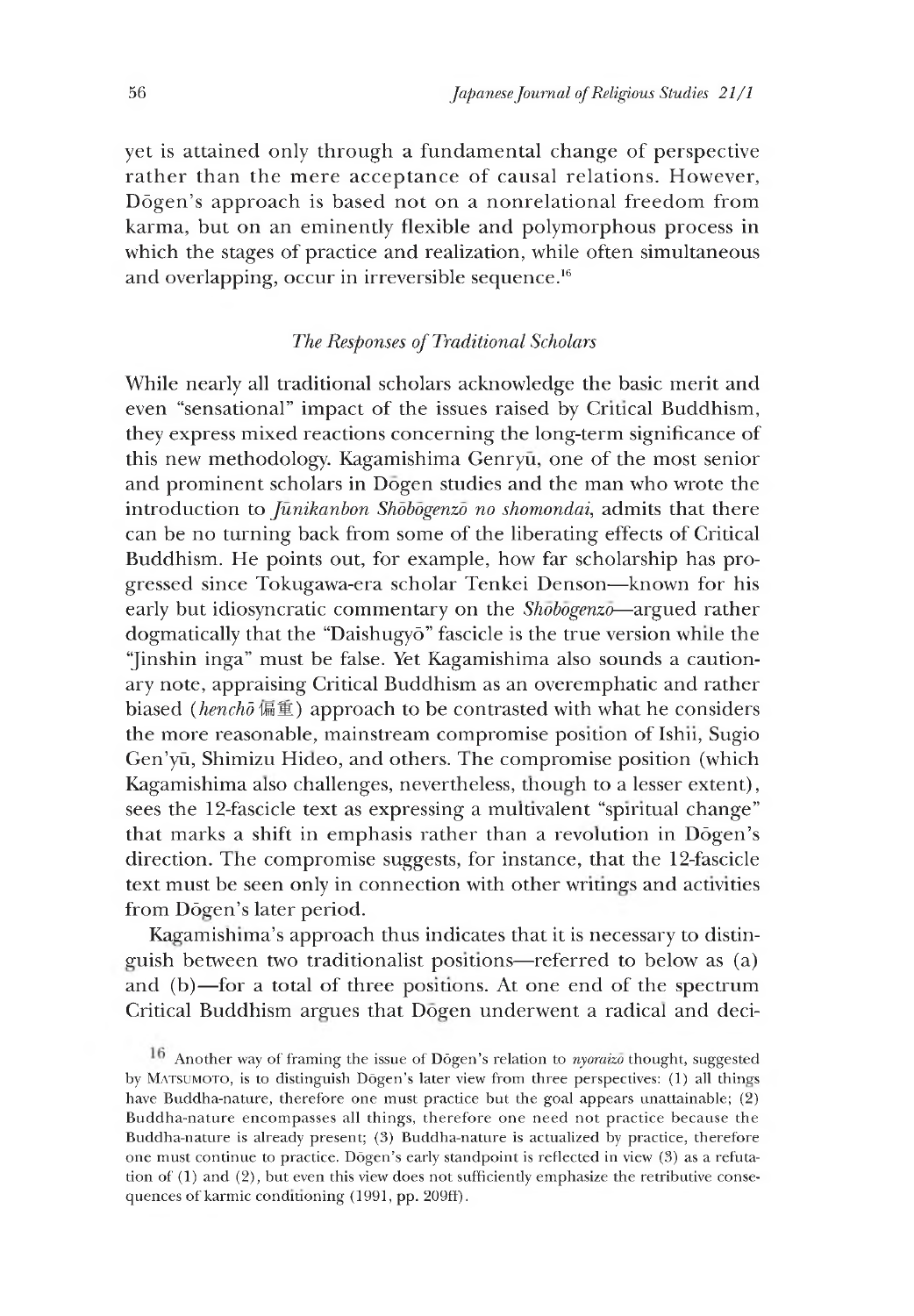yet is attained only through a fundamental change of perspective rather than the mere acceptance of causal relations. However, Dōgen's approach is based not on a nonrelational freedom from karma, but on an eminently flexible and polymorphous process in which the stages of practice and realization, while often simultaneous and overlapping, occur in irreversible sequence.[16]

### *The Responses of Traditional Scholars*

While nearly all traditional scholars acknowledge the basic merit and even "sensational" impact of the issues raised by Critical Buddhism, they express mixed reactions concerning the long-term significance of this new methodology. Kagamishima Genryū, one of the most senior and prominent scholars in Dōgen studies and the man who wrote the introduction to *Jūnikanbon Shōbōgenzō no shomondai*, admits that there can be no turning back from some of the liberating effects of Critical Buddhism. He points out, for example, how far scholarship has progressed since Tokugawa-era scholar Tenkei Denson—known for his early but idiosyncratic commentary on the *Shōbōgenzō*—argued rather dogmatically that the "Daishugyō" fascicle is the true version while the "Jinshin inga" must be false. Yet Kagamishima also sounds a cautionary note, appraising Critical Buddhism as an overemphatic and rather biased (*henchō* 偏重) approach to be contrasted with what he considers the more reasonable, mainstream compromise position of Ishii, Sugio Gen'yū, Shimizu Hideo, and others. The compromise position (which Kagamishima also challenges, nevertheless, though to a lesser extent), sees the 12-fascicle text as expressing a multivalent "spiritual change" that marks a shift in emphasis rather than a revolution in Dōgen's direction. The compromise suggests, for instance, that the 12-fascicle text must be seen only in connection with other writings and activities from Dōgen's later period.

Kagamishima's approach thus indicates that it is necessary to distinguish between two traditionalist positions—referred to below as (a) and (b)—for a total of three positions. At one end of the spectrum Critical Buddhism argues that Dōgen underwent a radical and deci-

[16] Another way of framing the issue of Dōgen's relation to *nyoraizō* thought, suggested by Matsumoto, is to distinguish Dōgen's later view from three perspectives: (1) all things have Buddha-nature, therefore one must practice but the goal appears unattainable; (2) Buddha-nature encompasses all things, therefore one need not practice because the Buddha-nature is already present; (3) Buddha-nature is actualized by practice, therefore one must continue to practice. Dōgen's early standpoint is reflected in view (3) as a refutation of (1) and (2), but even this view does not sufficiently emphasize the retributive consequences of karmic conditioning (1991, pp. 209ff).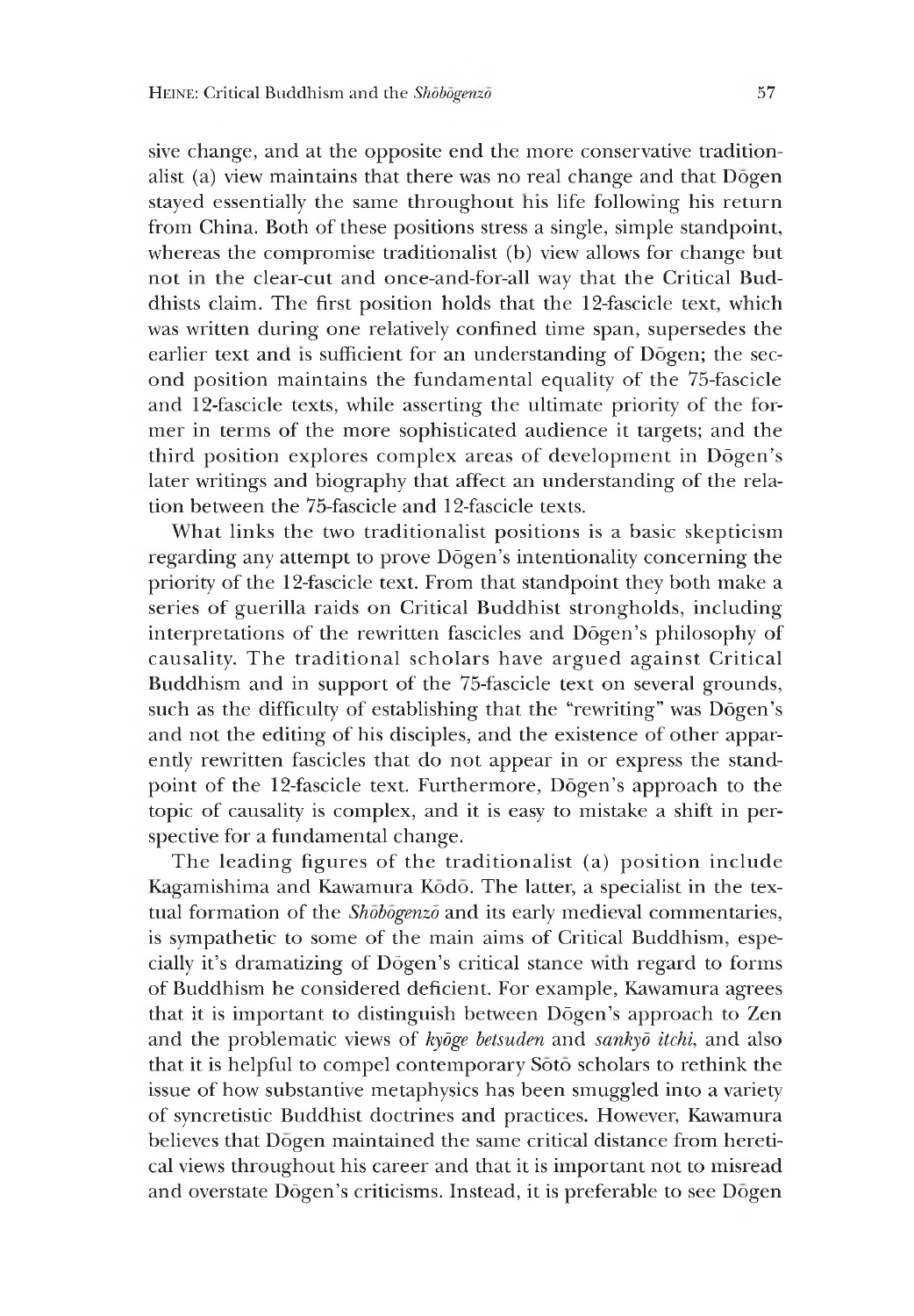sive change, and at the opposite end the more conservative traditionalist (a) view maintains that there was no real change and that Dōgen stayed essentially the same throughout his life following his return from China. Both of these positions stress a single, simple standpoint, whereas the compromise traditionalist (b) view allows for change but not in the clear-cut and once-and-for-all way that the Critical Buddhists claim. The first position holds that the 12-fascicle text, which was written during one relatively confined time span, supersedes the earlier text and is sufficient for an understanding of Dōgen; the second position maintains the fundamental equality of the 75-fascicle and 12-fascicle texts, while asserting the ultimate priority of the former in terms of the more sophisticated audience it targets; and the third position explores complex areas of development in Dōgen's later writings and biography that affect an understanding of the relation between the 75-fascicle and 12-fascicle texts.

What links the two traditionalist positions is a basic skepticism regarding any attempt to prove Dōgen's intentionality concerning the priority of the 12-fascicle text. From that standpoint they both make a series of guerilla raids on Critical Buddhist strongholds, including interpretations of the rewritten fascicles and Dōgen's philosophy of causality. The traditional scholars have argued against Critical Buddhism and in support of the 75-fascicle text on several grounds, such as the difficulty of establishing that the "rewriting" was Dōgen's and not the editing of his disciples, and the existence of other apparently rewritten fascicles that do not appear in or express the standpoint of the 12-fascicle text. Furthermore, Dōgen's approach to the topic of causality is complex, and it is easy to mistake a shift in perspective for a fundamental change.

The leading figures of the traditionalist (a) position include Kagamishima and Kawamura Kōdō. The latter, a specialist in the textual formation of the *Shōbōgenzō* and its early medieval commentaries, is sympathetic to some of the main aims of Critical Buddhism, especially it's dramatizing of Dōgen's critical stance with regard to forms of Buddhism he considered deficient. For example, Kawamura agrees that it is important to distinguish between Dōgen's approach to Zen and the problematic views of *kyōge betsuden* and *sankyō itchi*, and also that it is helpful to compel contemporary Sōtō scholars to rethink the issue of how substantive metaphysics has been smuggled into a variety of syncretistic Buddhist doctrines and practices. However, Kawamura believes that Dōgen maintained the same critical distance from heretical views throughout his career and that it is important not to misread and overstate Dōgen's criticisms. Instead, it is preferable to see Dōgen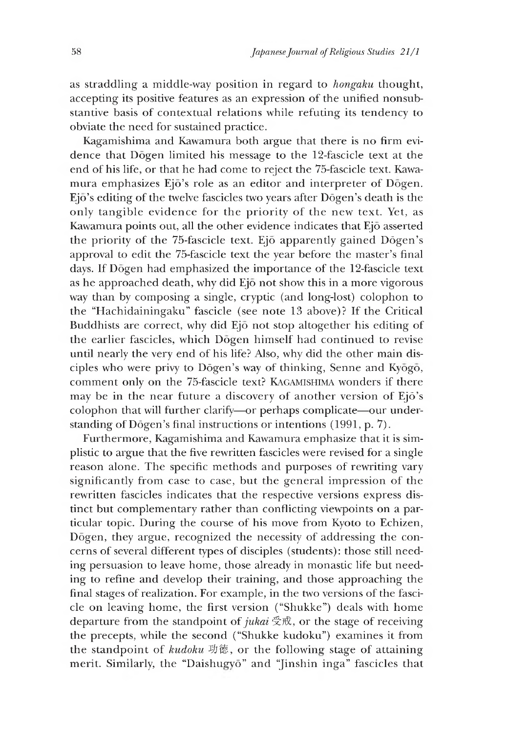as straddling a middle-way position in regard to *hongaku* thought, accepting its positive features as an expression of the unified nonsubstantive basis of contextual relations while refuting its tendency to obviate the need for sustained practice.

Kagamishima and Kawamura both argue that there is no firm evidence that Dōgen limited his message to the 12-fascicle text at the end of his life, or that he had come to reject the 75-fascicle text. Kawamura emphasizes Ejō's role as an editor and interpreter of Dōgen. Ejō's editing of the twelve fascicles two years after Dōgen's death is the only tangible evidence for the priority of the new text. Yet, as Kawamura points out, all the other evidence indicates that Ejō asserted the priority of the 75-fascicle text. Ejō apparently gained Dōgen's approval to edit the 75-fascicle text the year before the master's final days. If Dōgen had emphasized the importance of the 12-fascicle text as he approached death, why did Ejō not show this in a more vigorous way than by composing a single, cryptic (and long-lost) colophon to the "Hachidainingaku" fascicle (see note 13 above)? If the Critical Buddhists are correct, why did Ejō not stop altogether his editing of the earlier fascicles, which Dōgen himself had continued to revise until nearly the very end of his life? Also, why did the other main disciples who were privy to Dōgen's way of thinking, Senne and Kyōgō, comment only on the 75-fascicle text? KAGAMISHIMA wonders if there may be in the near future a discovery of another version of Ejō's colophon that will further clarify—or perhaps complicate—our understanding of Dōgen's final instructions or intentions (1991, p. 7).

Furthermore, Kagamishima and Kawamura emphasize that it is simplistic to argue that the five rewritten fascicles were revised for a single reason alone. The specific methods and purposes of rewriting vary significantly from case to case, but the general impression of the rewritten fascicles indicates that the respective versions express distinct but complementary rather than conflicting viewpoints on a particular topic. During the course of his move from Kyoto to Echizen, Dōgen, they argue, recognized the necessity of addressing the concerns of several different types of disciples (students): those still needing persuasion to leave home, those already in monastic life but needing to refine and develop their training, and those approaching the final stages of realization. For example, in the two versions of the fascicle on leaving home, the first version ("Shukke") deals with home departure from the standpoint of *jukai* 受戒, or the stage of receiving the precepts, while the second ("Shukke kudoku") examines it from the standpoint of *kudoku* 功德, or the following stage of attaining merit. Similarly, the "Daishugyō" and "Jinshin inga" fascicles that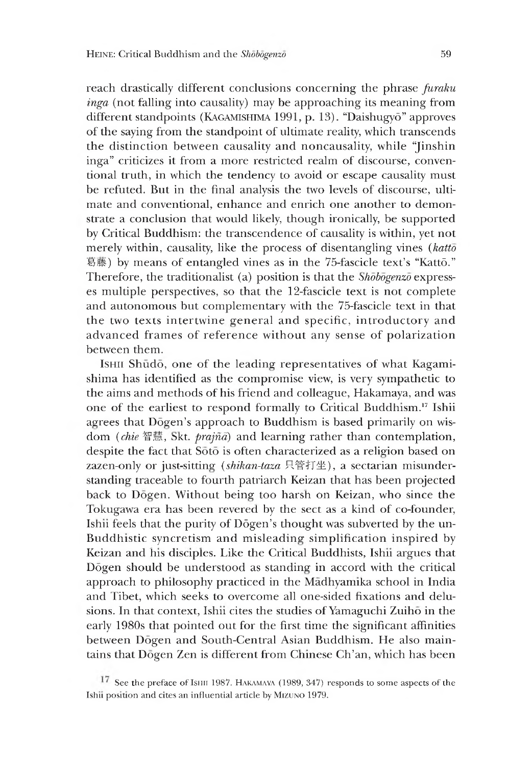reach drastically different conclusions concerning the phrase *furaku inga* (not falling into causality) may be approaching its meaning from different standpoints (KAGAMISHIMA 1991, p. 13). "Daishugyō" approves of the saying from the standpoint of ultimate reality, which transcends the distinction between causality and noncausality, while "Jinshin inga" criticizes it from a more restricted realm of discourse, conventional truth, in which the tendency to avoid or escape causality must be refuted. But in the final analysis the two levels of discourse, ultimate and conventional, enhance and enrich one another to demonstrate a conclusion that would likely, though ironically, be supported by Critical Buddhism: the transcendence of causality is within, yet not merely within, causality, like the process of disentangling vines (*kattō* 葛藤) by means of entangled vines as in the 75-fascicle text's "Kattō." Therefore, the traditionalist (a) position is that the *Shōbōgenzō* expresses multiple perspectives, so that the 12-fascicle text is not complete and autonomous but complementary with the 75-fascicle text in that the two texts intertwine general and specific, introductory and advanced frames of reference without any sense of polarization between them.

ISHII Shūdō, one of the leading representatives of what Kagamishima has identified as the compromise view, is very sympathetic to the aims and methods of his friend and colleague, Hakamaya, and was one of the earliest to respond formally to Critical Buddhism.[17] Ishii agrees that Dōgen's approach to Buddhism is based primarily on wisdom (*chie* 智慧, Skt. *prajñā*) and learning rather than contemplation, despite the fact that Sōtō is often characterized as a religion based on zazen-only or just-sitting (*shikan-taza* 只管打坐), a sectarian misunderstanding traceable to fourth patriarch Keizan that has been projected back to Dōgen. Without being too harsh on Keizan, who since the Tokugawa era has been revered by the sect as a kind of co-founder, Ishii feels that the purity of Dōgen's thought was subverted by the un-Buddhistic syncretism and misleading simplification inspired by Keizan and his disciples. Like the Critical Buddhists, Ishii argues that Dōgen should be understood as standing in accord with the critical approach to philosophy practiced in the Mādhyamika school in India and Tibet, which seeks to overcome all one-sided fixations and delusions. In that context, Ishii cites the studies of Yamaguchi Zuihō in the early 1980s that pointed out for the first time the significant affinities between Dōgen and South-Central Asian Buddhism. He also maintains that Dōgen Zen is different from Chinese Ch'an, which has been

[17] See the preface of ISHII 1987. HAKAMAYA (1989, 347) responds to some aspects of the Ishii position and cites an influential article by MIZUNO 1979.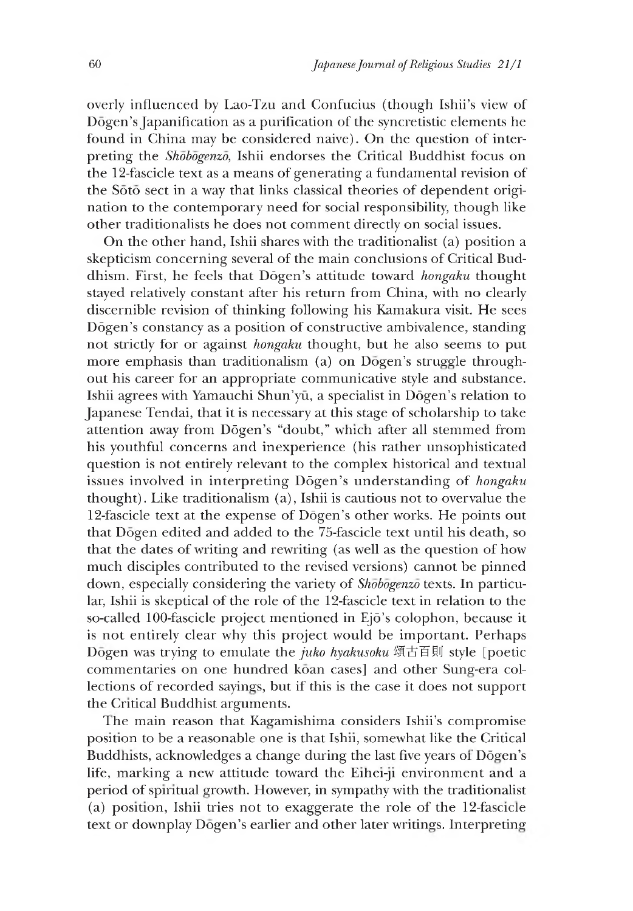overly influenced by Lao-Tzu and Confucius (though Ishii's view of Dōgen's Japanification as a purification of the syncretistic elements he found in China may be considered naive). On the question of interpreting the *Shōbōgenzō*, Ishii endorses the Critical Buddhist focus on the 12-fascicle text as a means of generating a fundamental revision of the Sōtō sect in a way that links classical theories of dependent origination to the contemporary need for social responsibility, though like other traditionalists he does not comment directly on social issues.

On the other hand, Ishii shares with the traditionalist (a) position a skepticism concerning several of the main conclusions of Critical Buddhism. First, he feels that Dōgen's attitude toward *hongaku* thought stayed relatively constant after his return from China, with no clearly discernible revision of thinking following his Kamakura visit. He sees Dōgen's constancy as a position of constructive ambivalence, standing not strictly for or against *hongaku* thought, but he also seems to put more emphasis than traditionalism (a) on Dōgen's struggle throughout his career for an appropriate communicative style and substance. Ishii agrees with Yamauchi Shun'yū, a specialist in Dōgen's relation to Japanese Tendai, that it is necessary at this stage of scholarship to take attention away from Dōgen's "doubt," which after all stemmed from his youthful concerns and inexperience (his rather unsophisticated question is not entirely relevant to the complex historical and textual issues involved in interpreting Dōgen's understanding of *hongaku* thought). Like traditionalism (a), Ishii is cautious not to overvalue the 12-fascicle text at the expense of Dōgen's other works. He points out that Dōgen edited and added to the 75-fascicle text until his death, so that the dates of writing and rewriting (as well as the question of how much disciples contributed to the revised versions) cannot be pinned down, especially considering the variety of *Shōbōgenzō* texts. In particular, Ishii is skeptical of the role of the 12-fascicle text in relation to the so-called 100-fascicle project mentioned in Ejō's colophon, because it is not entirely clear why this project would be important. Perhaps Dōgen was trying to emulate the *juko hyakusoku* 頌古百則 style [poetic commentaries on one hundred kōan cases] and other Sung-era collections of recorded sayings, but if this is the case it does not support the Critical Buddhist arguments.

The main reason that Kagamishima considers Ishii's compromise position to be a reasonable one is that Ishii, somewhat like the Critical Buddhists, acknowledges a change during the last five years of Dōgen's life, marking a new attitude toward the Eihei-ji environment and a period of spiritual growth. However, in sympathy with the traditionalist (a) position, Ishii tries not to exaggerate the role of the 12-fascicle text or downplay Dōgen's earlier and other later writings. Interpreting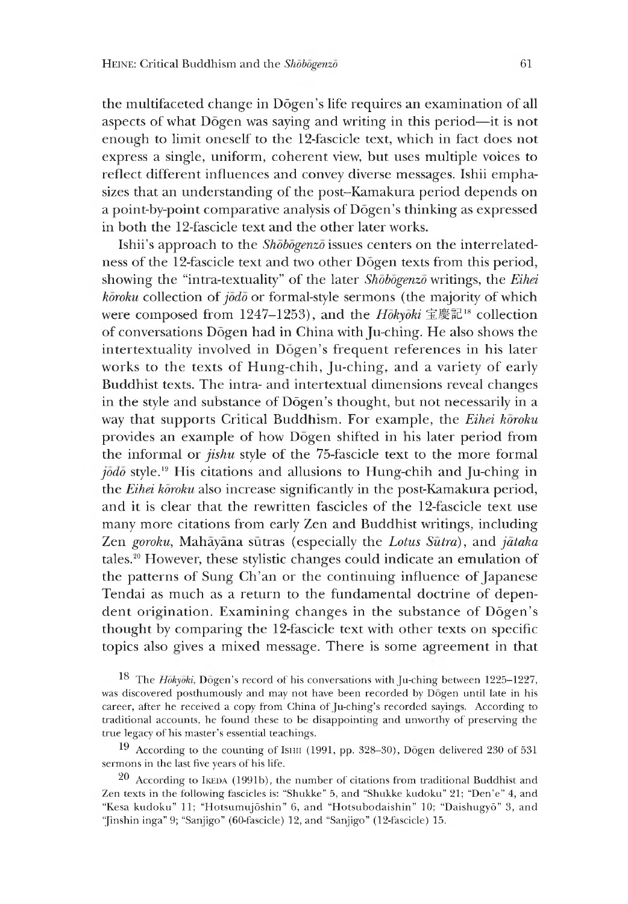the multifaceted change in Dōgen's life requires an examination of all aspects of what Dōgen was saying and writing in this period—it is not enough to limit oneself to the 12-fascicle text, which in fact does not express a single, uniform, coherent view, but uses multiple voices to reflect different influences and convey diverse messages. Ishii emphasizes that an understanding of the post–Kamakura period depends on a point-by-point comparative analysis of Dōgen's thinking as expressed in both the 12-fascicle text and the other later works.

Ishii's approach to the *Shōbōgenzō* issues centers on the interrelatedness of the 12-fascicle text and two other Dōgen texts from this period, showing the "intra-textuality" of the later *Shōbōgenzō* writings, the *Eihei kōroku* collection of *jōdō* or formal-style sermons (the majority of which were composed from 1247–1253), and the *Hōkyōki* 宝慶記[18] collection of conversations Dōgen had in China with Ju-ching. He also shows the intertextuality involved in Dōgen's frequent references in his later works to the texts of Hung-chih, Ju-ching, and a variety of early Buddhist texts. The intra- and intertextual dimensions reveal changes in the style and substance of Dōgen's thought, but not necessarily in a way that supports Critical Buddhism. For example, the *Eihei kōroku* provides an example of how Dōgen shifted in his later period from the informal or *jishu* style of the 75-fascicle text to the more formal *jōdō* style.[19] His citations and allusions to Hung-chih and Ju-ching in the *Eihei kōroku* also increase significantly in the post-Kamakura period, and it is clear that the rewritten fascicles of the 12-fascicle text use many more citations from early Zen and Buddhist writings, including Zen *goroku*, Mahāyāna sūtras (especially the *Lotus Sūtra*), and *jātaka* tales.[20] However, these stylistic changes could indicate an emulation of the patterns of Sung Ch'an or the continuing influence of Japanese Tendai as much as a return to the fundamental doctrine of dependent origination. Examining changes in the substance of Dōgen's thought by comparing the 12-fascicle text with other texts on specific topics also gives a mixed message. There is some agreement in that

---

[18] The *Hōkyōki*, Dōgen's record of his conversations with Ju-ching between 1225–1227, was discovered posthumously and may not have been recorded by Dōgen until late in his career, after he received a copy from China of Ju-ching's recorded sayings. According to traditional accounts, he found these to be disappointing and unworthy of preserving the true legacy of his master's essential teachings.

[19] According to the counting of Ishii (1991, pp. 328–30), Dōgen delivered 230 of 531 sermons in the last five years of his life.

[20] According to Ikeda (1991b), the number of citations from traditional Buddhist and Zen texts in the following fascicles is: "Shukke" 5, and "Shukke kudoku" 21; "Den'e" 4, and "Kesa kudoku" 11; "Hotsumujōshin" 6, and "Hotsubodaishin" 10; "Daishugyō" 3, and "Jinshin inga" 9; "Sanjigo" (60-fascicle) 12, and "Sanjigo" (12-fascicle) 15.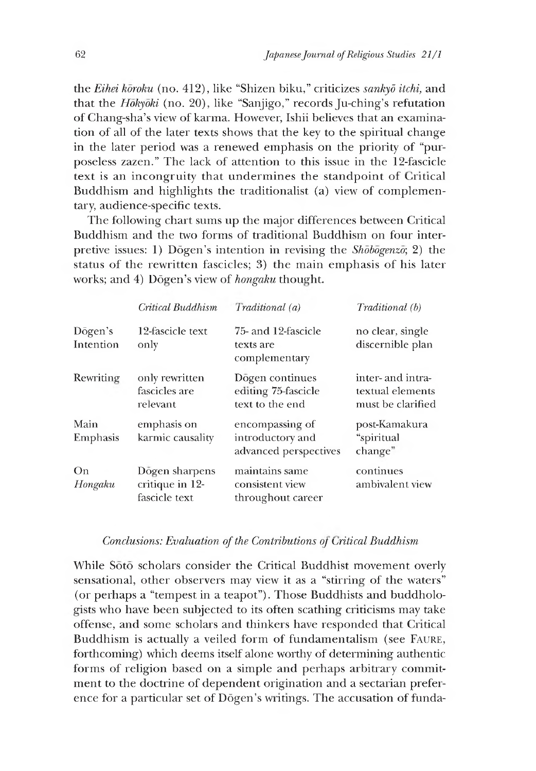the *Eihei kōroku* (no. 412), like "Shizen biku," criticizes *sankyō itchi,* and that the *Hōkyōki* (no. 20), like "Sanjigo," records Ju-ching's refutation of Chang-sha's view of karma. However, Ishii believes that an examination of all of the later texts shows that the key to the spiritual change in the later period was a renewed emphasis on the priority of "purposeless zazen." The lack of attention to this issue in the 12-fascicle text is an incongruity that undermines the standpoint of Critical Buddhism and highlights the traditionalist (a) view of complementary, audience-specific texts.

The following chart sums up the major differences between Critical Buddhism and the two forms of traditional Buddhism on four interpretive issues: 1) Dōgen's intention in revising the *Shōbōgenzō*; 2) the status of the rewritten fascicles; 3) the main emphasis of his later works; and 4) Dōgen's view of *hongaku* thought.

| | *Critical Buddhism* | *Traditional (a)* | *Traditional (b)* |
|---|---|---|---|
| Dōgen's Intention | 12-fascicle text only | 75- and 12-fascicle texts are complementary | no clear, single discernible plan |
| Rewriting | only rewritten fascicles are relevant | Dōgen continues editing 75-fascicle text to the end | inter- and intra-textual elements must be clarified |
| Main Emphasis | emphasis on karmic causality | encompassing of introductory and advanced perspectives | post-Kamakura "spiritual change" |
| On *Hongaku* | Dōgen sharpens critique in 12-fascicle text | maintains same consistent view throughout career | continues ambivalent view |

### *Conclusions: Evaluation of the Contributions of Critical Buddhism*

While Sōtō scholars consider the Critical Buddhist movement overly sensational, other observers may view it as a "stirring of the waters" (or perhaps a "tempest in a teapot"). Those Buddhists and buddhologists who have been subjected to its often scathing criticisms may take offense, and some scholars and thinkers have responded that Critical Buddhism is actually a veiled form of fundamentalism (see FAURE, forthcoming) which deems itself alone worthy of determining authentic forms of religion based on a simple and perhaps arbitrary commitment to the doctrine of dependent origination and a sectarian preference for a particular set of Dōgen's writings. The accusation of funda-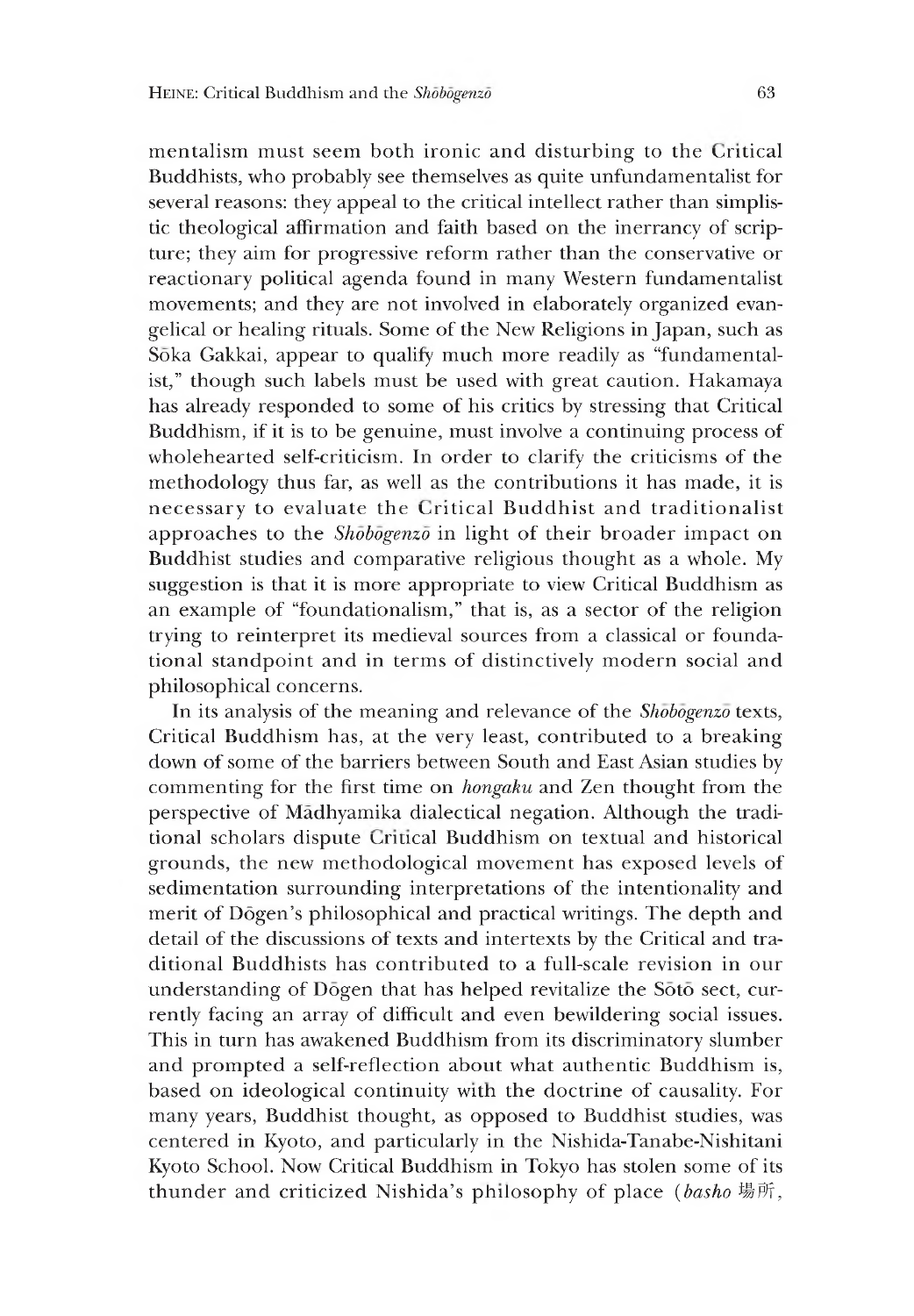mentalism must seem both ironic and disturbing to the Critical Buddhists, who probably see themselves as quite unfundamentalist for several reasons: they appeal to the critical intellect rather than simplistic theological affirmation and faith based on the inerrancy of scripture; they aim for progressive reform rather than the conservative or reactionary political agenda found in many Western fundamentalist movements; and they are not involved in elaborately organized evangelical or healing rituals. Some of the New Religions in Japan, such as Sōka Gakkai, appear to qualify much more readily as "fundamentalist," though such labels must be used with great caution. Hakamaya has already responded to some of his critics by stressing that Critical Buddhism, if it is to be genuine, must involve a continuing process of wholehearted self-criticism. In order to clarify the criticisms of the methodology thus far, as well as the contributions it has made, it is necessary to evaluate the Critical Buddhist and traditionalist approaches to the *Shōbōgenzō* in light of their broader impact on Buddhist studies and comparative religious thought as a whole. My suggestion is that it is more appropriate to view Critical Buddhism as an example of "foundationalism," that is, as a sector of the religion trying to reinterpret its medieval sources from a classical or foundational standpoint and in terms of distinctively modern social and philosophical concerns.

In its analysis of the meaning and relevance of the *Shōbōgenzō* texts, Critical Buddhism has, at the very least, contributed to a breaking down of some of the barriers between South and East Asian studies by commenting for the first time on *hongaku* and Zen thought from the perspective of Mādhyamika dialectical negation. Although the traditional scholars dispute Critical Buddhism on textual and historical grounds, the new methodological movement has exposed levels of sedimentation surrounding interpretations of the intentionality and merit of Dōgen's philosophical and practical writings. The depth and detail of the discussions of texts and intertexts by the Critical and traditional Buddhists has contributed to a full-scale revision in our understanding of Dōgen that has helped revitalize the Sōtō sect, currently facing an array of difficult and even bewildering social issues. This in turn has awakened Buddhism from its discriminatory slumber and prompted a self-reflection about what authentic Buddhism is, based on ideological continuity with the doctrine of causality. For many years, Buddhist thought, as opposed to Buddhist studies, was centered in Kyoto, and particularly in the Nishida-Tanabe-Nishitani Kyoto School. Now Critical Buddhism in Tokyo has stolen some of its thunder and criticized Nishida's philosophy of place (*basho* 場所,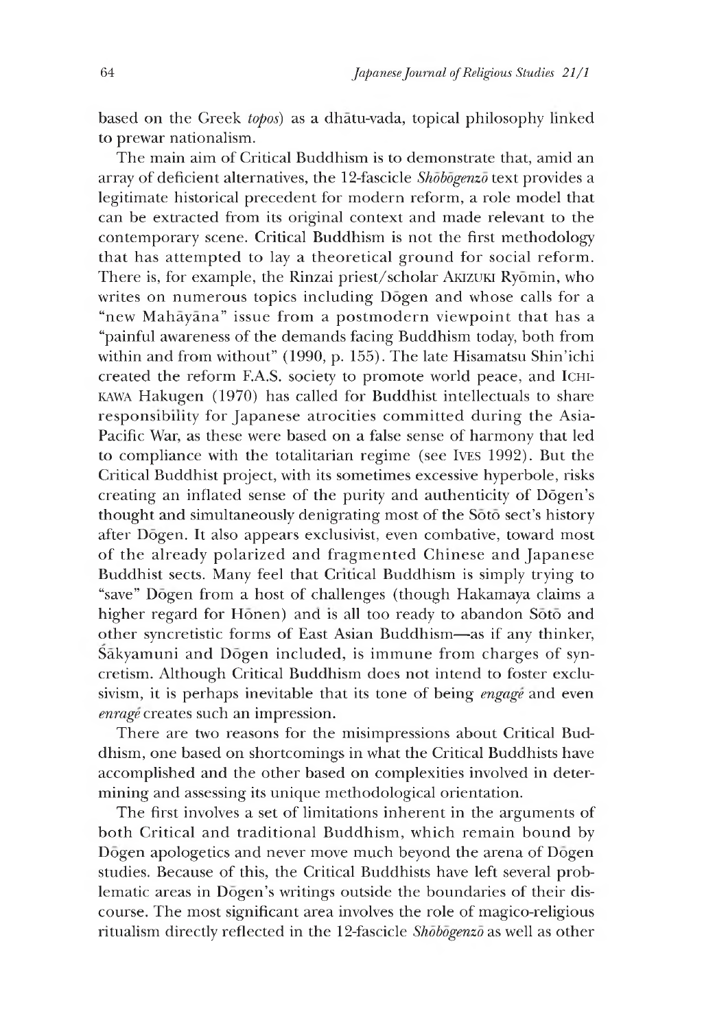based on the Greek *topos*) as a dhātu-vada, topical philosophy linked to prewar nationalism.

The main aim of Critical Buddhism is to demonstrate that, amid an array of deficient alternatives, the 12-fascicle *Shōbōgenzō* text provides a legitimate historical precedent for modern reform, a role model that can be extracted from its original context and made relevant to the contemporary scene. Critical Buddhism is not the first methodology that has attempted to lay a theoretical ground for social reform. There is, for example, the Rinzai priest/scholar AKIZUKI Ryōmin, who writes on numerous topics including Dōgen and whose calls for a "new Mahāyāna" issue from a postmodern viewpoint that has a "painful awareness of the demands facing Buddhism today, both from within and from without" (1990, p. 155). The late Hisamatsu Shin'ichi created the reform F.A.S. society to promote world peace, and ICHIKAWA Hakugen (1970) has called for Buddhist intellectuals to share responsibility for Japanese atrocities committed during the Asia-Pacific War, as these were based on a false sense of harmony that led to compliance with the totalitarian regime (see IVES 1992). But the Critical Buddhist project, with its sometimes excessive hyperbole, risks creating an inflated sense of the purity and authenticity of Dōgen's thought and simultaneously denigrating most of the Sōtō sect's history after Dōgen. It also appears exclusivist, even combative, toward most of the already polarized and fragmented Chinese and Japanese Buddhist sects. Many feel that Critical Buddhism is simply trying to "save" Dōgen from a host of challenges (though Hakamaya claims a higher regard for Hōnen) and is all too ready to abandon Sōtō and other syncretistic forms of East Asian Buddhism—as if any thinker, Śākyamuni and Dōgen included, is immune from charges of syncretism. Although Critical Buddhism does not intend to foster exclusivism, it is perhaps inevitable that its tone of being *engagé* and even *enragé* creates such an impression.

There are two reasons for the misimpressions about Critical Buddhism, one based on shortcomings in what the Critical Buddhists have accomplished and the other based on complexities involved in determining and assessing its unique methodological orientation.

The first involves a set of limitations inherent in the arguments of both Critical and traditional Buddhism, which remain bound by Dōgen apologetics and never move much beyond the arena of Dōgen studies. Because of this, the Critical Buddhists have left several problematic areas in Dōgen's writings outside the boundaries of their discourse. The most significant area involves the role of magico-religious ritualism directly reflected in the 12-fascicle *Shōbōgenzō* as well as other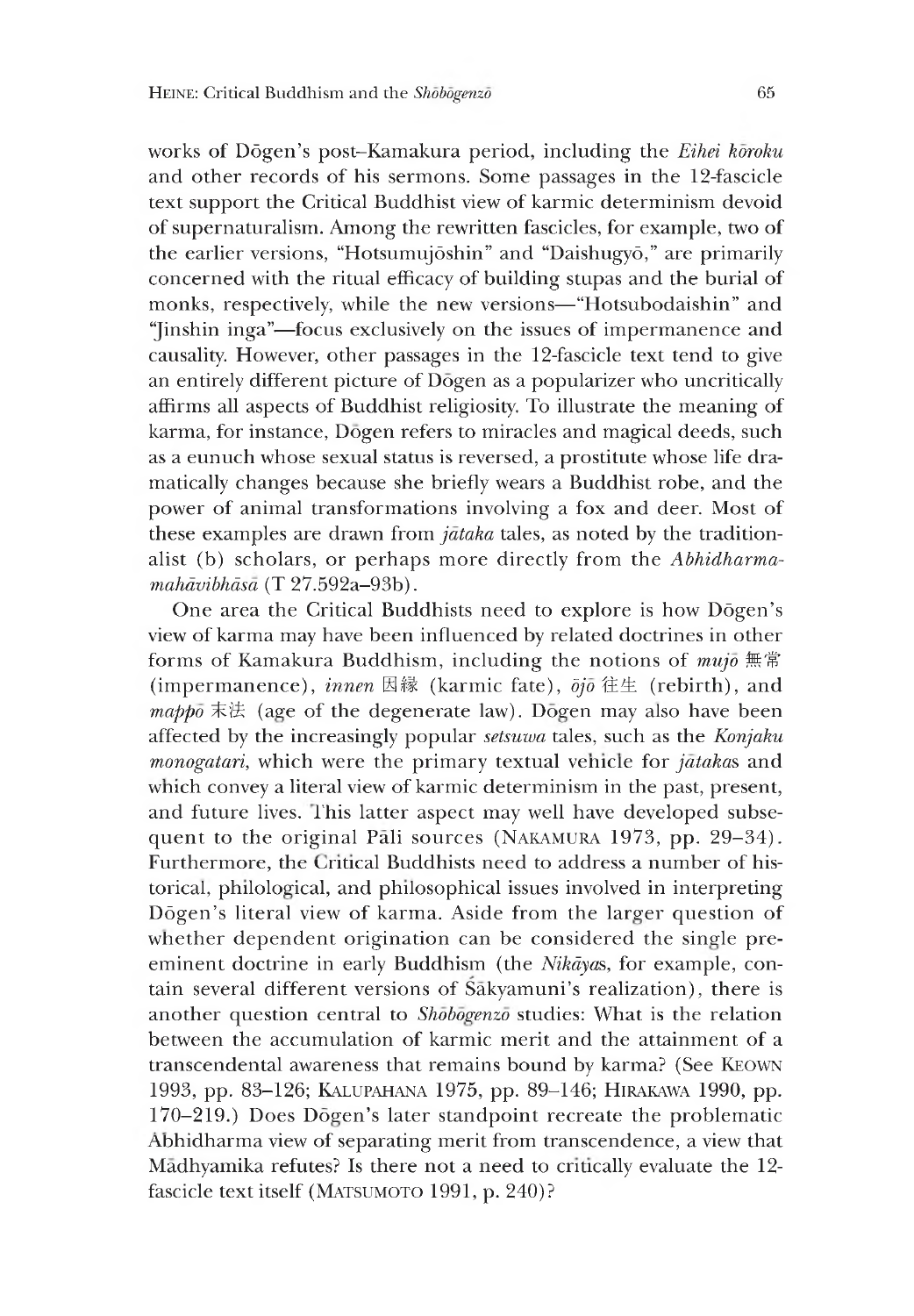works of Dōgen's post–Kamakura period, including the *Eihei kōroku* and other records of his sermons. Some passages in the 12-fascicle text support the Critical Buddhist view of karmic determinism devoid of supernaturalism. Among the rewritten fascicles, for example, two of the earlier versions, "Hotsumujōshin" and "Daishugyō," are primarily concerned with the ritual efficacy of building stupas and the burial of monks, respectively, while the new versions—"Hotsubodaishin" and "Jinshin inga"—focus exclusively on the issues of impermanence and causality. However, other passages in the 12-fascicle text tend to give an entirely different picture of Dōgen as a popularizer who uncritically affirms all aspects of Buddhist religiosity. To illustrate the meaning of karma, for instance, Dōgen refers to miracles and magical deeds, such as a eunuch whose sexual status is reversed, a prostitute whose life dramatically changes because she briefly wears a Buddhist robe, and the power of animal transformations involving a fox and deer. Most of these examples are drawn from *jātaka* tales, as noted by the traditionalist (b) scholars, or perhaps more directly from the *Abhidharma-mahāvibhāsā* (T 27.592a–93b).

One area the Critical Buddhists need to explore is how Dōgen's view of karma may have been influenced by related doctrines in other forms of Kamakura Buddhism, including the notions of *mujō* 無常 (impermanence), *innen* 因縁 (karmic fate), *ōjō* 往生 (rebirth), and *mappō* 末法 (age of the degenerate law). Dōgen may also have been affected by the increasingly popular *setsuwa* tales, such as the *Konjaku monogatari*, which were the primary textual vehicle for *jātaka*s and which convey a literal view of karmic determinism in the past, present, and future lives. This latter aspect may well have developed subsequent to the original Pāli sources (NAKAMURA 1973, pp. 29–34). Furthermore, the Critical Buddhists need to address a number of historical, philological, and philosophical issues involved in interpreting Dōgen's literal view of karma. Aside from the larger question of whether dependent origination can be considered the single preeminent doctrine in early Buddhism (the *Nikāya*s, for example, contain several different versions of Śākyamuni's realization), there is another question central to *Shōbōgenzō* studies: What is the relation between the accumulation of karmic merit and the attainment of a transcendental awareness that remains bound by karma? (See KEOWN 1993, pp. 83–126; KALUPAHANA 1975, pp. 89–146; HIRAKAWA 1990, pp. 170–219.) Does Dōgen's later standpoint recreate the problematic Abhidharma view of separating merit from transcendence, a view that Mādhyamika refutes? Is there not a need to critically evaluate the 12-fascicle text itself (MATSUMOTO 1991, p. 240)?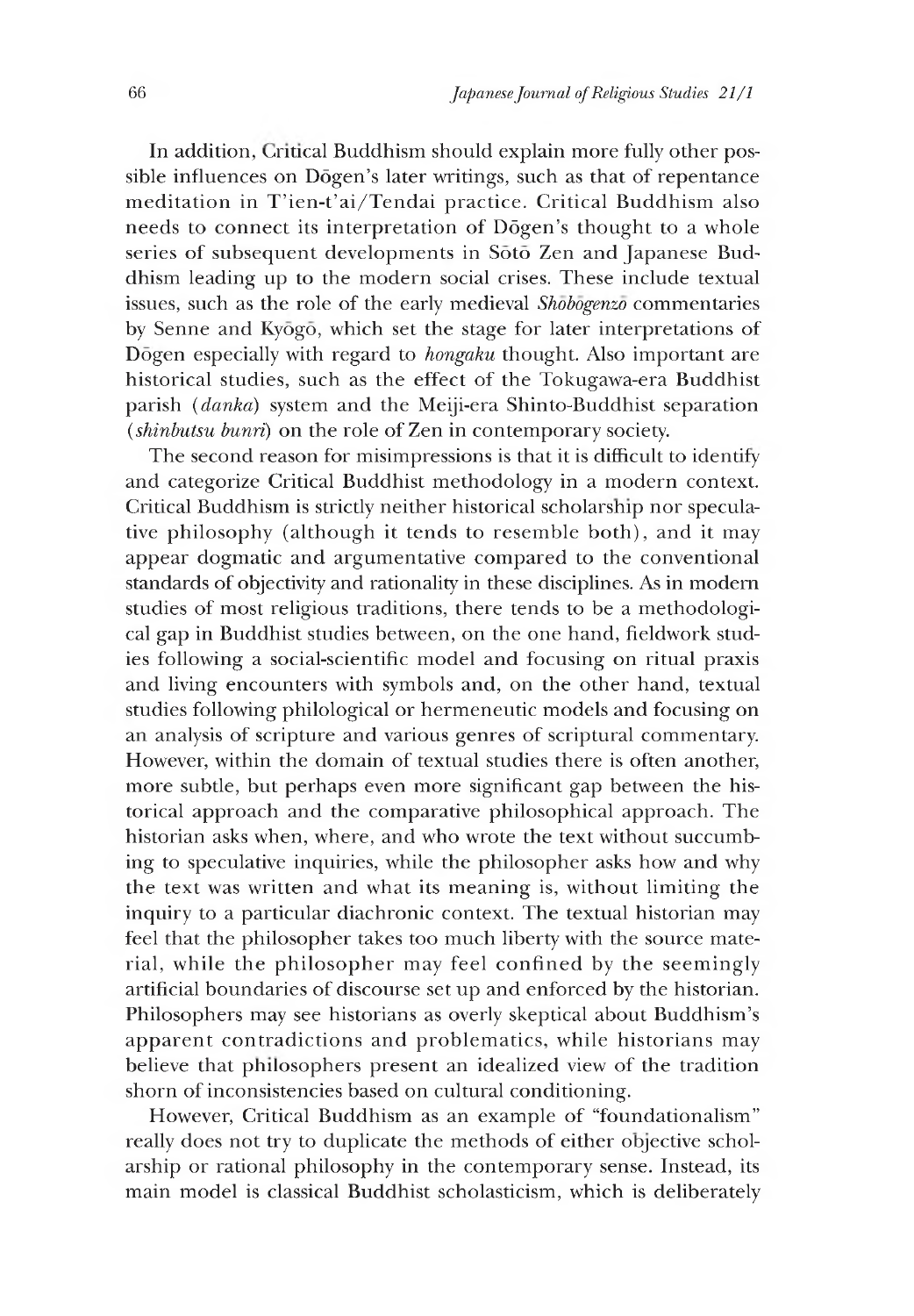In addition, Critical Buddhism should explain more fully other possible influences on Dōgen's later writings, such as that of repentance meditation in T'ien-t'ai/Tendai practice. Critical Buddhism also needs to connect its interpretation of Dōgen's thought to a whole series of subsequent developments in Sōtō Zen and Japanese Buddhism leading up to the modern social crises. These include textual issues, such as the role of the early medieval *Shōbōgenzō* commentaries by Senne and Kyōgō, which set the stage for later interpretations of Dōgen especially with regard to *hongaku* thought. Also important are historical studies, such as the effect of the Tokugawa-era Buddhist parish (*danka*) system and the Meiji-era Shinto-Buddhist separation (*shinbutsu bunri*) on the role of Zen in contemporary society.

The second reason for misimpressions is that it is difficult to identify and categorize Critical Buddhist methodology in a modern context. Critical Buddhism is strictly neither historical scholarship nor speculative philosophy (although it tends to resemble both), and it may appear dogmatic and argumentative compared to the conventional standards of objectivity and rationality in these disciplines. As in modern studies of most religious traditions, there tends to be a methodological gap in Buddhist studies between, on the one hand, fieldwork studies following a social-scientific model and focusing on ritual praxis and living encounters with symbols and, on the other hand, textual studies following philological or hermeneutic models and focusing on an analysis of scripture and various genres of scriptural commentary. However, within the domain of textual studies there is often another, more subtle, but perhaps even more significant gap between the historical approach and the comparative philosophical approach. The historian asks when, where, and who wrote the text without succumbing to speculative inquiries, while the philosopher asks how and why the text was written and what its meaning is, without limiting the inquiry to a particular diachronic context. The textual historian may feel that the philosopher takes too much liberty with the source material, while the philosopher may feel confined by the seemingly artificial boundaries of discourse set up and enforced by the historian. Philosophers may see historians as overly skeptical about Buddhism's apparent contradictions and problematics, while historians may believe that philosophers present an idealized view of the tradition shorn of inconsistencies based on cultural conditioning.

However, Critical Buddhism as an example of "foundationalism" really does not try to duplicate the methods of either objective scholarship or rational philosophy in the contemporary sense. Instead, its main model is classical Buddhist scholasticism, which is deliberately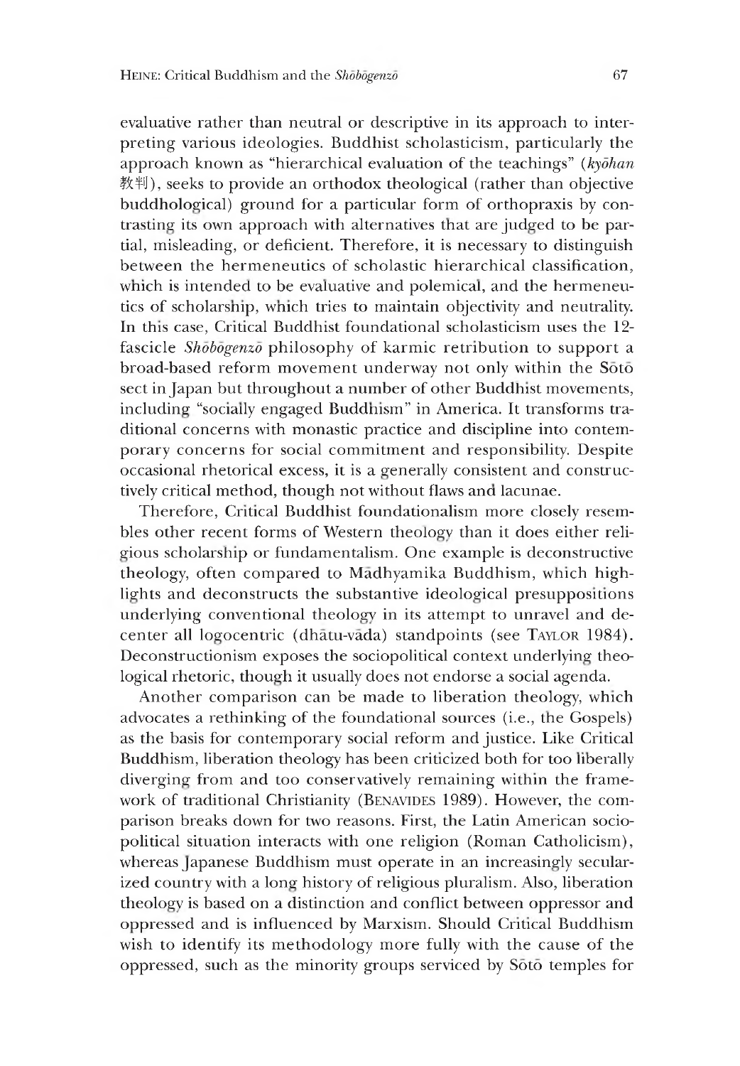evaluative rather than neutral or descriptive in its approach to interpreting various ideologies. Buddhist scholasticism, particularly the approach known as "hierarchical evaluation of the teachings" (*kyōhan* 教判), seeks to provide an orthodox theological (rather than objective buddhological) ground for a particular form of orthopraxis by contrasting its own approach with alternatives that are judged to be partial, misleading, or deficient. Therefore, it is necessary to distinguish between the hermeneutics of scholastic hierarchical classification, which is intended to be evaluative and polemical, and the hermeneutics of scholarship, which tries to maintain objectivity and neutrality. In this case, Critical Buddhist foundational scholasticism uses the 12-fascicle *Shōbōgenzō* philosophy of karmic retribution to support a broad-based reform movement underway not only within the Sōtō sect in Japan but throughout a number of other Buddhist movements, including "socially engaged Buddhism" in America. It transforms traditional concerns with monastic practice and discipline into contemporary concerns for social commitment and responsibility. Despite occasional rhetorical excess, it is a generally consistent and constructively critical method, though not without flaws and lacunae.

Therefore, Critical Buddhist foundationalism more closely resembles other recent forms of Western theology than it does either religious scholarship or fundamentalism. One example is deconstructive theology, often compared to Mādhyamika Buddhism, which highlights and deconstructs the substantive ideological presuppositions underlying conventional theology in its attempt to unravel and decenter all logocentric (dhātu-vāda) standpoints (see TAYLOR 1984). Deconstructionism exposes the sociopolitical context underlying theological rhetoric, though it usually does not endorse a social agenda.

Another comparison can be made to liberation theology, which advocates a rethinking of the foundational sources (i.e., the Gospels) as the basis for contemporary social reform and justice. Like Critical Buddhism, liberation theology has been criticized both for too liberally diverging from and too conservatively remaining within the framework of traditional Christianity (BENAVIDES 1989). However, the comparison breaks down for two reasons. First, the Latin American sociopolitical situation interacts with one religion (Roman Catholicism), whereas Japanese Buddhism must operate in an increasingly secularized country with a long history of religious pluralism. Also, liberation theology is based on a distinction and conflict between oppressor and oppressed and is influenced by Marxism. Should Critical Buddhism wish to identify its methodology more fully with the cause of the oppressed, such as the minority groups serviced by Sōtō temples for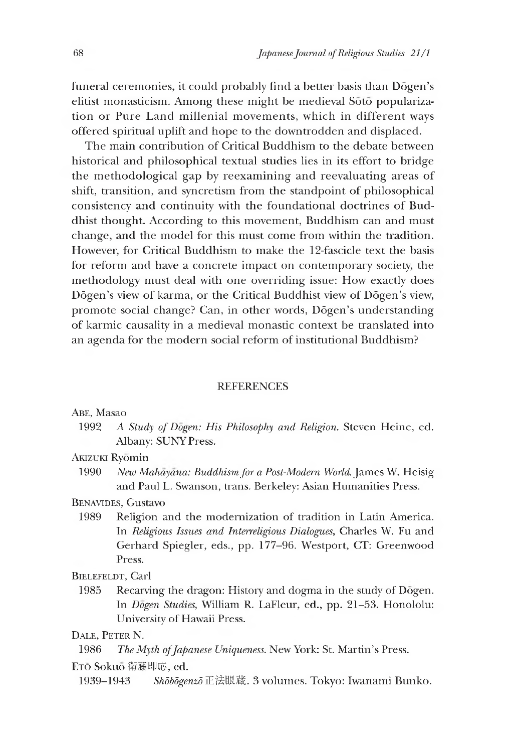funeral ceremonies, it could probably find a better basis than Dōgen's elitist monasticism. Among these might be medieval Sōtō popularization or Pure Land millenial movements, which in different ways offered spiritual uplift and hope to the downtrodden and displaced.

The main contribution of Critical Buddhism to the debate between historical and philosophical textual studies lies in its effort to bridge the methodological gap by reexamining and reevaluating areas of shift, transition, and syncretism from the standpoint of philosophical consistency and continuity with the foundational doctrines of Buddhist thought. According to this movement, Buddhism can and must change, and the model for this must come from within the tradition. However, for Critical Buddhism to make the 12-fascicle text the basis for reform and have a concrete impact on contemporary society, the methodology must deal with one overriding issue: How exactly does Dōgen's view of karma, or the Critical Buddhist view of Dōgen's view, promote social change? Can, in other words, Dōgen's understanding of karmic causality in a medieval monastic context be translated into an agenda for the modern social reform of institutional Buddhism?

## REFERENCES

ABE, Masao

1992 *A Study of Dōgen: His Philosophy and Religion.* Steven Heine, ed. Albany: SUNY Press.

AKIZUKI Ryōmin

1990 *New Mahāyāna: Buddhism for a Post-Modern World.* James W. Heisig and Paul L. Swanson, trans. Berkeley: Asian Humanities Press.

BENAVIDES, Gustavo

1989 Religion and the modernization of tradition in Latin America. In *Religious Issues and Interreligious Dialogues,* Charles W. Fu and Gerhard Spiegler, eds., pp. 177–96. Westport, CT: Greenwood Press.

BIELEFELDT, Carl

1985 Recarving the dragon: History and dogma in the study of Dōgen. In *Dōgen Studies,* William R. LaFleur, ed., pp. 21–53. Honolulu: University of Hawaii Press.

DALE, PETER N.

1986 *The Myth of Japanese Uniqueness.* New York: St. Martin's Press.

ETŌ Sokuō 衛藤即応, ed.

1939–1943 *Shōbōgenzō* 正法眼蔵. 3 volumes. Tokyo: Iwanami Bunko.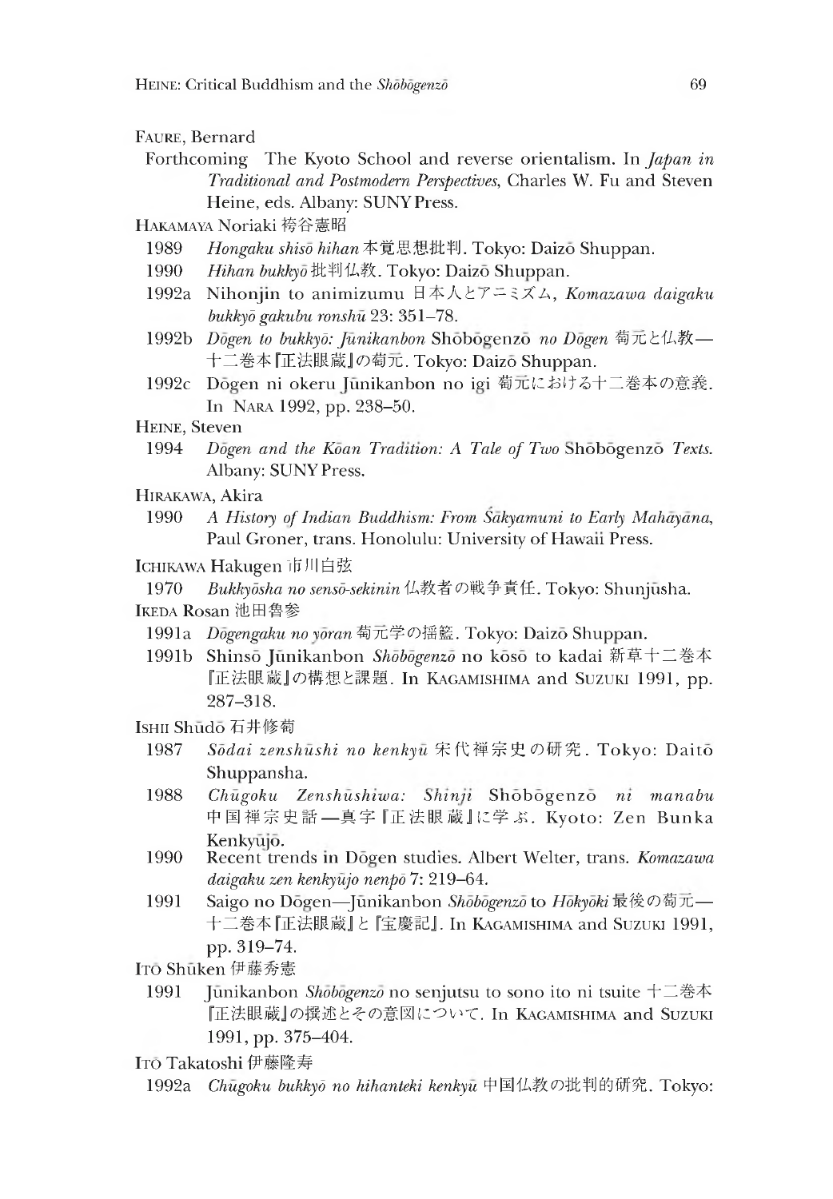FAURE, Bernard

Forthcoming The Kyoto School and reverse orientalism. In *Japan in Traditional and Postmodern Perspectives*, Charles W. Fu and Steven Heine, eds. Albany: SUNY Press.

HAKAMAYA Noriaki 袴谷憲昭

1989 *Hongaku shisō hihan* 本覚思想批判. Tokyo: Daizō Shuppan.

1990 *Hihan bukkyō* 批判仏教. Tokyo: Daizō Shuppan.

1992a Nihonjin to animizumu 日本人とアニミズム, *Komazawa daigaku bukkyō gakubu ronshū* 23: 351–78.

1992b *Dōgen to bukkyō: Jūnikanbon* Shōbōgenzō *no Dōgen* 荀元と仏教—十二巻本『正法眼蔵』の荀元. Tokyo: Daizō Shuppan.

1992c Dōgen ni okeru Jūnikanbon no igi 荀元における十二巻本の意義. In NARA 1992, pp. 238–50.

HEINE, Steven

1994 *Dōgen and the Kōan Tradition: A Tale of Two* Shōbōgenzō *Texts.* Albany: SUNY Press.

HIRAKAWA, Akira

1990 *A History of Indian Buddhism: From Śākyamuni to Early Mahāyāna*, Paul Groner, trans. Honolulu: University of Hawaii Press.

ICHIKAWA Hakugen 市川白弦

1970 *Bukkyōsha no sensō-sekinin* 仏教者の戦争責任. Tokyo: Shunjūsha.

IKEDA Rosan 池田魯参

1991a *Dōgengaku no yōran* 荀元学の揺籃. Tokyo: Daizō Shuppan.

1991b Shinsō Jūnikanbon *Shōbōgenzō* no kōsō to kadai 新草十二巻本『正法眼蔵』の構想と課題. In KAGAMISHIMA and SUZUKI 1991, pp. 287–318.

ISHII Shūdō 石井修荀

1987 *Sōdai zenshūshi no kenkyū* 宋代禅宗史の研究. Tokyo: Daitō Shuppansha.

1988 *Chūgoku Zenshūshiwa: Shinji* Shōbōgenzō *ni manabu* 中国禅宗史話—真字『正法眼蔵』に学ぶ. Kyoto: Zen Bunka Kenkyūjo.

1990 Recent trends in Dōgen studies. Albert Welter, trans. *Komazawa daigaku zen kenkyūjo nenpō* 7: 219–64.

1991 Saigo no Dōgen—Jūnikanbon *Shōbōgenzō* to *Hōkyōki* 最後の荀元—十二巻本『正法眼蔵』と『宝慶記』. In KAGAMISHIMA and SUZUKI 1991, pp. 319–74.

ITŌ Shūken 伊藤秀憲

1991 Jūnikanbon *Shōbōgenzō* no senjutsu to sono ito ni tsuite 十二巻本『正法眼蔵』の撰述とその意図について. In KAGAMISHIMA and SUZUKI 1991, pp. 375–404.

ITŌ Takatoshi 伊藤隆寿

1992a *Chūgoku bukkyō no hihanteki kenkyū* 中国仏教の批判的研究. Tokyo: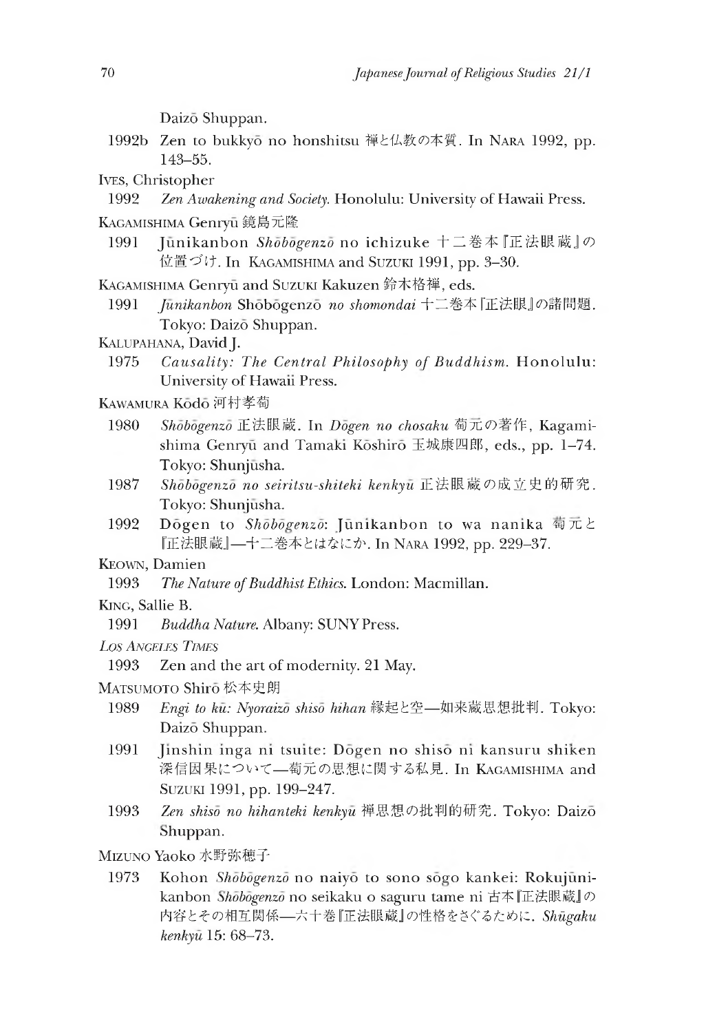Daizō Shuppan.

1992b Zen to bukkyō no honshitsu 禅と仏教の本質. In NARA 1992, pp. 143–55.

IVES, Christopher

1992 *Zen Awakening and Society.* Honolulu: University of Hawaii Press.

KAGAMISHIMA Genryū 鏡島元隆

1991 Jūnikanbon *Shōbōgenzō* no ichizuke 十二巻本『正法眼蔵』の位置づけ. In KAGAMISHIMA and SUZUKI 1991, pp. 3–30.

KAGAMISHIMA Genryū and SUZUKI Kakuzen 鈴木格禅, eds.

1991 *Jūnikanbon* Shōbōgenzō *no shomondai* 十二巻本「正法眼」の諸問題. Tokyo: Daizō Shuppan.

KALUPAHANA, David J.

1975 *Causality: The Central Philosophy of Buddhism.* Honolulu: University of Hawaii Press.

KAWAMURA Kōdō 河村孝荀

1980 *Shōbōgenzō* 正法眼蔵. In *Dōgen no chosaku* 荀元の著作, Kagamishima Genryū and Tamaki Kōshirō 玉城康四郎, eds., pp. 1–74. Tokyo: Shunjūsha.

1987 *Shōbōgenzō no seiritsu-shiteki kenkyū* 正法眼蔵の成立史的研究. Tokyo: Shunjūsha.

1992 Dōgen to *Shōbōgenzō*: Jūnikanbon to wa nanika 荀元と『正法眼蔵』—十二巻本とはなにか. In NARA 1992, pp. 229–37.

KEOWN, Damien

1993 *The Nature of Buddhist Ethics.* London: Macmillan.

KING, Sallie B.

1991 *Buddha Nature.* Albany: SUNY Press.

*LOS ANGELES TIMES*

1993 Zen and the art of modernity. 21 May.

MATSUMOTO Shirō 松本史朗

1989 *Engi to kū: Nyoraizō shisō hihan* 縁起と空—如来蔵思想批判. Tokyo: Daizō Shuppan.

1991 Jinshin inga ni tsuite: Dōgen no shisō ni kansuru shiken 深信因果について—荀元の思想に関する私見. In KAGAMISHIMA and SUZUKI 1991, pp. 199–247.

1993 *Zen shisō no hihanteki kenkyū* 禅思想の批判的研究. Tokyo: Daizō Shuppan.

MIZUNO Yaoko 水野弥穂子

1973 Kohon *Shōbōgenzō* no naiyō to sono sōgo kankei: Rokujūnikanbon *Shōbōgenzō* no seikaku o saguru tame ni 古本『正法眼蔵』の内容とその相互関係—六十巻『正法眼蔵』の性格をさぐるために. *Shūgaku kenkyū* 15: 68–73.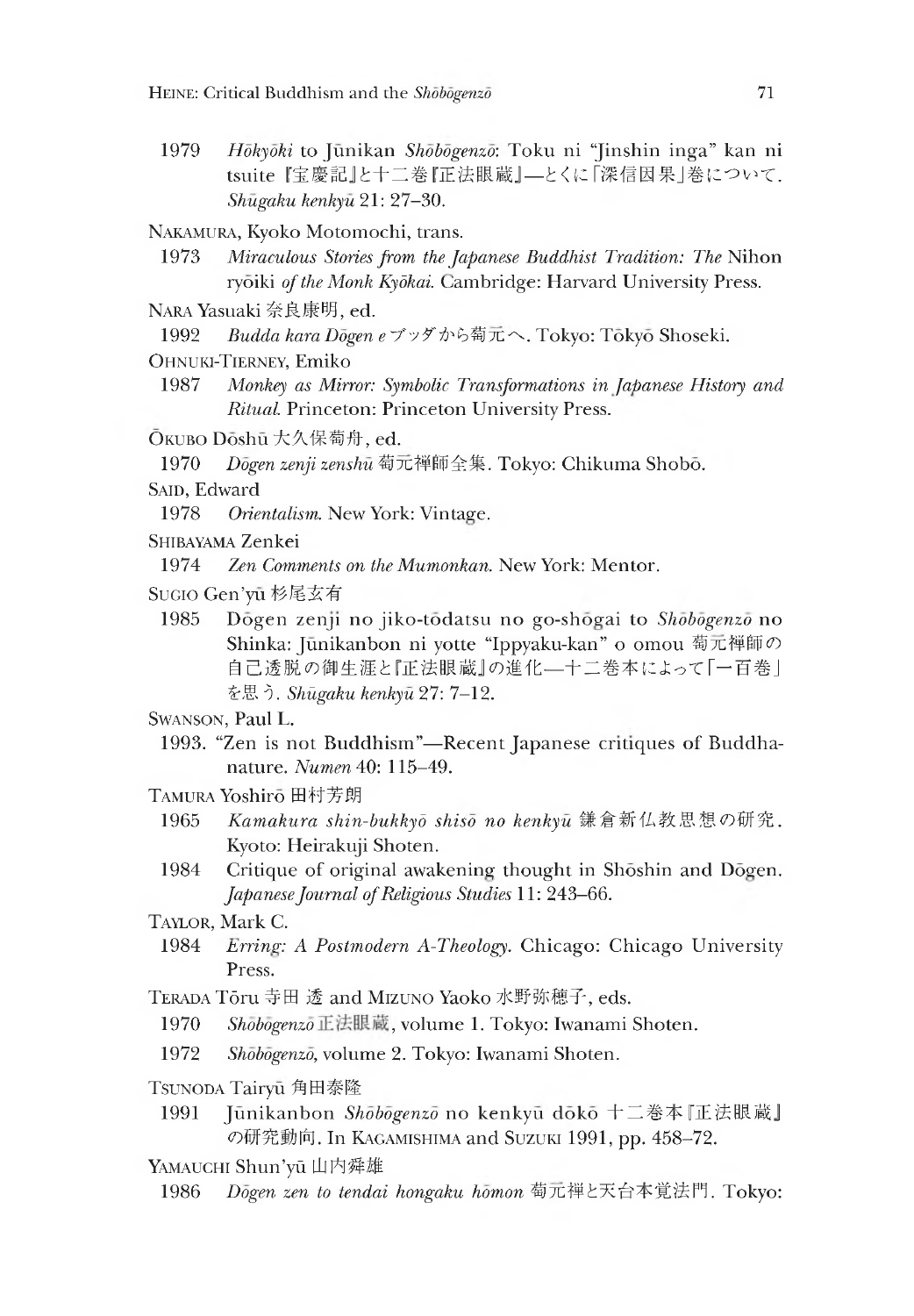1979 *Hōkyōki* to Jūnikan *Shōbōgenzō*: Toku ni "Jinshin inga" kan ni tsuite 『宝慶記』と十二巻『正法眼蔵』—とくに「深信因果」巻について. *Shūgaku kenkyū* 21: 27–30.

NAKAMURA, Kyoko Motomochi, trans.

1973 *Miraculous Stories from the Japanese Buddhist Tradition: The* Nihon ryōiki *of the Monk Kyōkai*. Cambridge: Harvard University Press.

NARA Yasuaki 奈良康明, ed.

1992 *Budda kara Dōgen e* ブッダから菊元へ. Tokyo: Tōkyō Shoseki.

OHNUKI-TIERNEY, Emiko

1987 *Monkey as Mirror: Symbolic Transformations in Japanese History and Ritual*. Princeton: Princeton University Press.

ŌKUBO Dōshū 大久保菊舟, ed.

1970 *Dōgen zenji zenshū* 菊元禅師全集. Tokyo: Chikuma Shobō.

SAID, Edward

1978 *Orientalism*. New York: Vintage.

SHIBAYAMA Zenkei

1974 *Zen Comments on the Mumonkan*. New York: Mentor.

SUGIO Gen'yū 杉尾玄有

1985 Dōgen zenji no jiko-tōdatsu no go-shōgai to *Shōbōgenzō* no Shinka: Jūnikanbon ni yotte "Ippyaku-kan" o omou 菊元禅師の自己透脱の御生涯と『正法眼蔵』の進化—十二巻本によって「一百巻」を思う. *Shūgaku kenkyū* 27: 7–12.

SWANSON, Paul L.

1993. "Zen is not Buddhism"—Recent Japanese critiques of Buddha-nature. *Numen* 40: 115–49.

TAMURA Yoshirō 田村芳朗

1965 *Kamakura shin-bukkyō shisō no kenkyū* 鎌倉新仏教思想の研究. Kyoto: Heirakuji Shoten.

1984 Critique of original awakening thought in Shōshin and Dōgen. *Japanese Journal of Religious Studies* 11: 243–66.

TAYLOR, Mark C.

1984 *Erring: A Postmodern A-Theology*. Chicago: Chicago University Press.

TERADA Tōru 寺田 透 and MIZUNO Yaoko 水野弥穂子, eds.

1970 *Shōbōgenzō* 正法眼蔵, volume 1. Tokyo: Iwanami Shoten.

1972 *Shōbōgenzō*, volume 2. Tokyo: Iwanami Shoten.

TSUNODA Tairyū 角田泰隆

1991 Jūnikanbon *Shōbōgenzō* no kenkyū dōkō 十二巻本『正法眼蔵』の研究動向. In KAGAMISHIMA and SUZUKI 1991, pp. 458–72.

YAMAUCHI Shun'yū 山内舜雄

1986 *Dōgen zen to tendai hongaku hōmon* 菊元禅と天台本覚法門. Tokyo: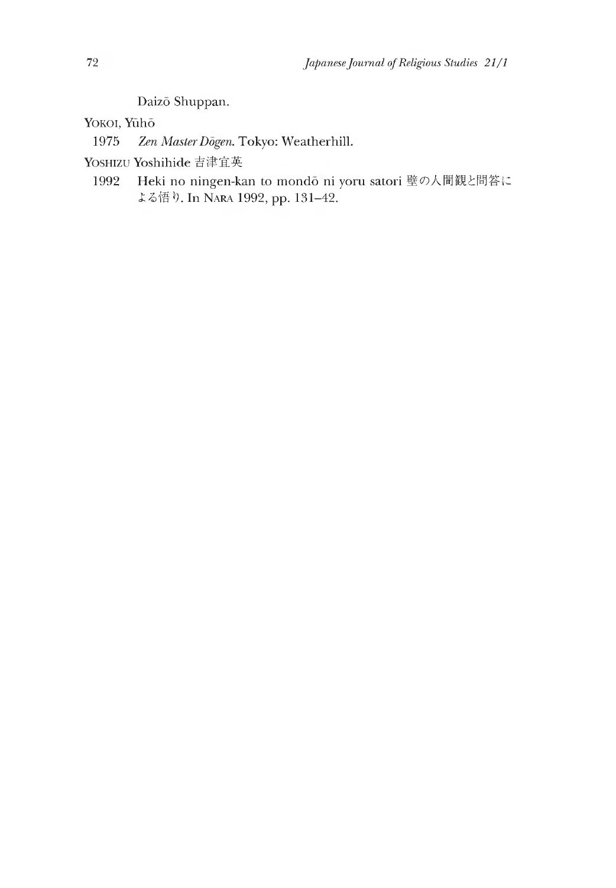Daizō Shuppan.

YOKOI, Yūhō

1975 *Zen Master Dōgen*. Tokyo: Weatherhill.

YOSHIZU Yoshihide 吉津宜英

1992 Heki no ningen-kan to mondō ni yoru satori 壁の人間観と問答による悟り. In NARA 1992, pp. 131–42.